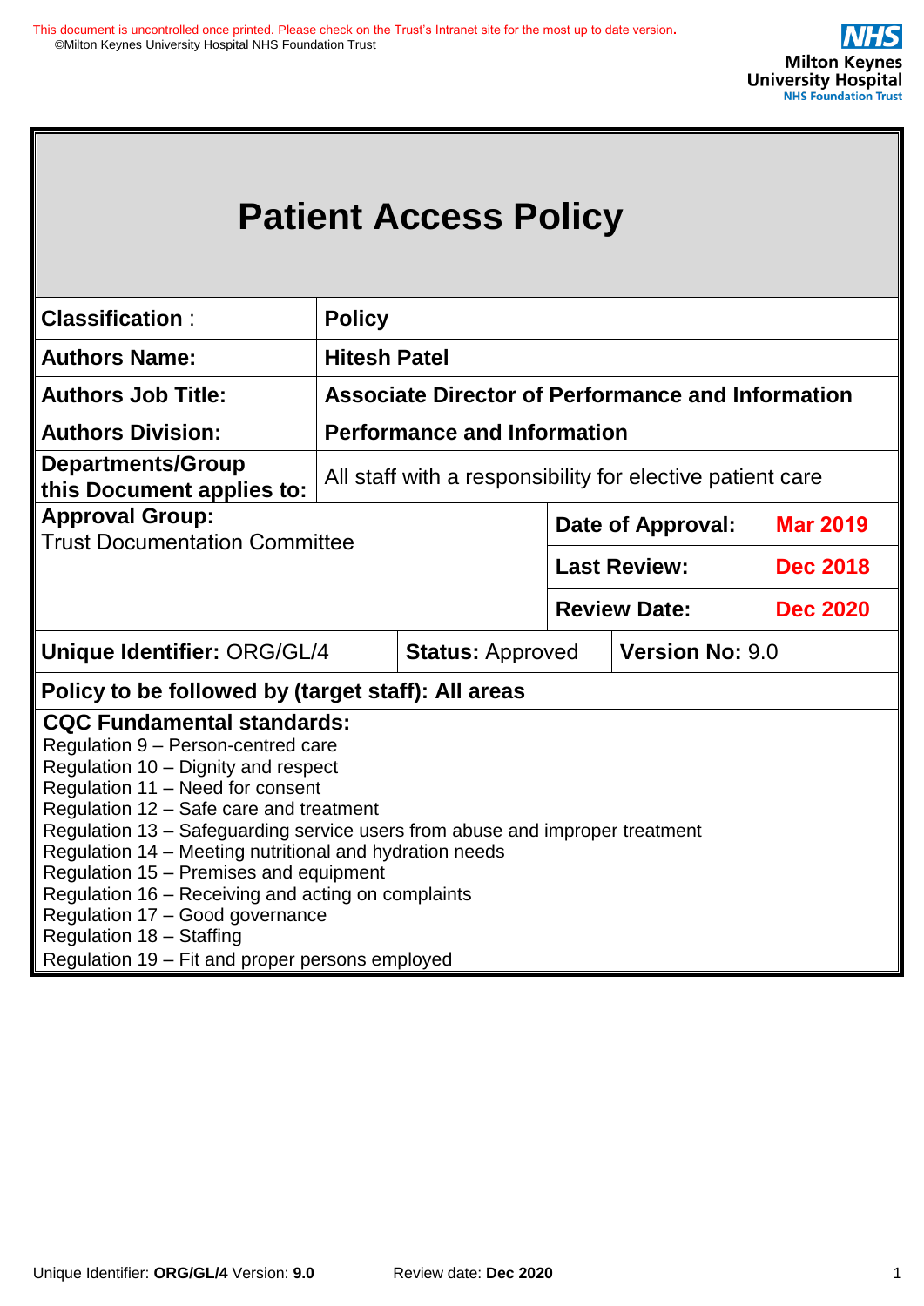This document is uncontrolled once printed. Please check on the Trust's Intranet site for the most up to date version.
©Milton Keynes University Hospital NHS Foundation Trust

NHS Milton Keynes University Hospital NHS Foundation Trust

# Patient Access Policy

| | | | |
|---|---|---|---|
| **Classification** : | **Policy** | | |
| **Authors Name:** | **Hitesh Patel** | | |
| **Authors Job Title:** | **Associate Director of Performance and Information** | | |
| **Authors Division:** | **Performance and Information** | | |
| **Departments/Group this Document applies to:** | All staff with a responsibility for elective patient care | | |
| **Approval Group:** Trust Documentation Committee | | **Date of Approval:** | **Mar 2019** |
| | | **Last Review:** | **Dec 2018** |
| | | **Review Date:** | **Dec 2020** |
| **Unique Identifier:** ORG/GL/4 | **Status:** Approved | **Version No:** 9.0 | |
| **Policy to be followed by (target staff): All areas** | | | |

**CQC Fundamental standards:**

Regulation 9 – Person-centred care
Regulation 10 – Dignity and respect
Regulation 11 – Need for consent
Regulation 12 – Safe care and treatment
Regulation 13 – Safeguarding service users from abuse and improper treatment
Regulation 14 – Meeting nutritional and hydration needs
Regulation 15 – Premises and equipment
Regulation 16 – Receiving and acting on complaints
Regulation 17 – Good governance
Regulation 18 – Staffing
Regulation 19 – Fit and proper persons employed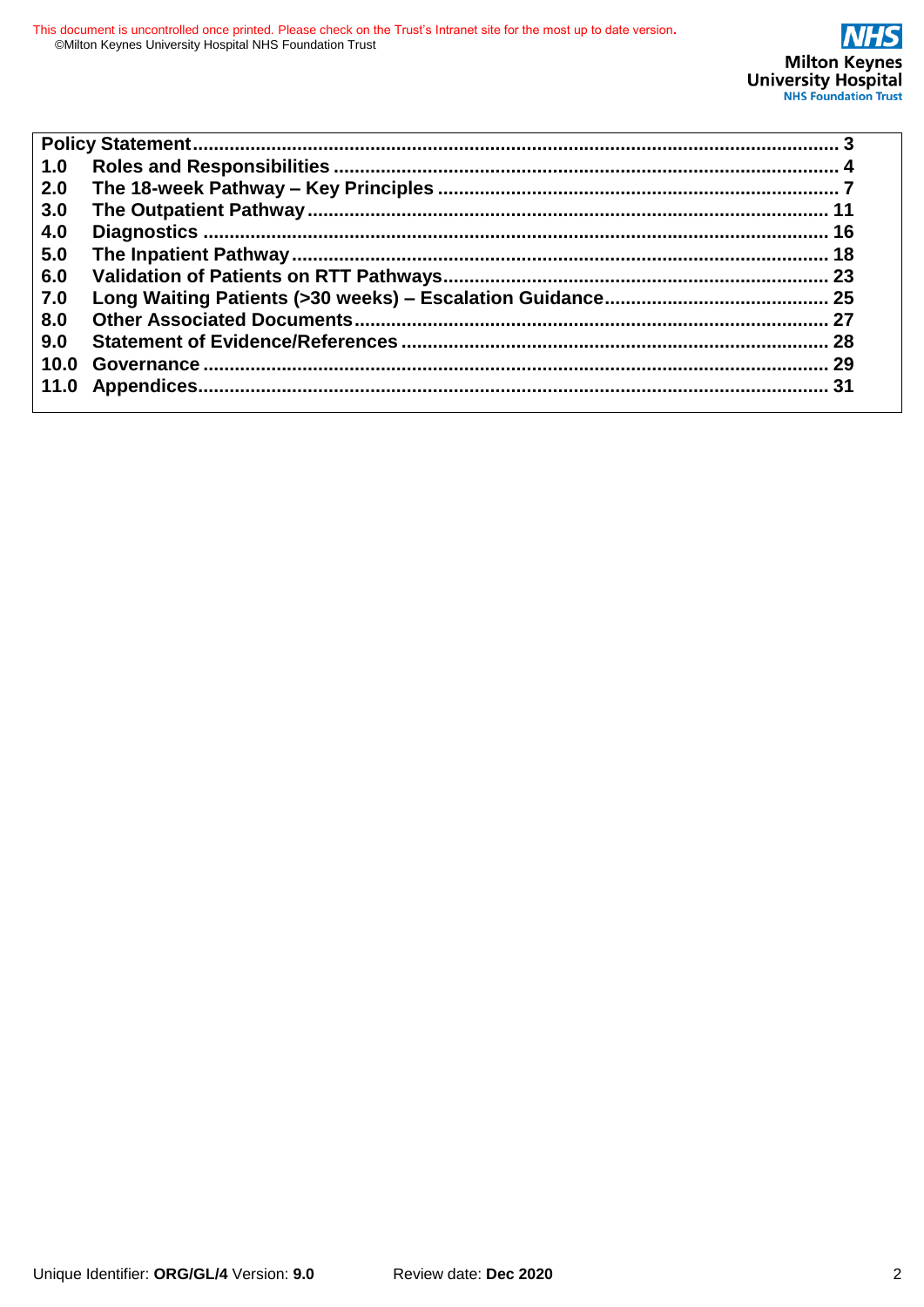| | | |
|---|---|---|
| **Policy Statement** | | **3** |
| **1.0** | **Roles and Responsibilities** | **4** |
| **2.0** | **The 18-week Pathway – Key Principles** | **7** |
| **3.0** | **The Outpatient Pathway** | **11** |
| **4.0** | **Diagnostics** | **16** |
| **5.0** | **The Inpatient Pathway** | **18** |
| **6.0** | **Validation of Patients on RTT Pathways** | **23** |
| **7.0** | **Long Waiting Patients (>30 weeks) – Escalation Guidance** | **25** |
| **8.0** | **Other Associated Documents** | **27** |
| **9.0** | **Statement of Evidence/References** | **28** |
| **10.0** | **Governance** | **29** |
| **11.0** | **Appendices** | **31** |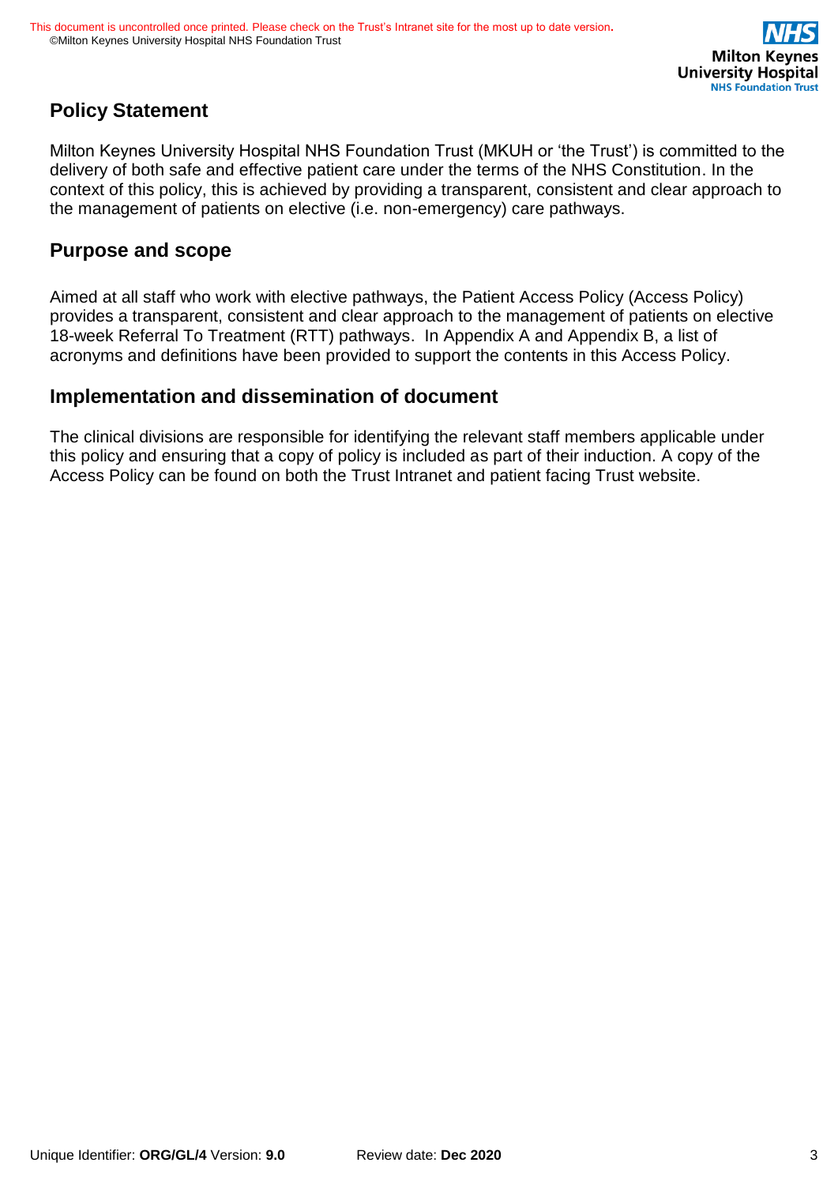## Policy Statement

Milton Keynes University Hospital NHS Foundation Trust (MKUH or 'the Trust') is committed to the delivery of both safe and effective patient care under the terms of the NHS Constitution. In the context of this policy, this is achieved by providing a transparent, consistent and clear approach to the management of patients on elective (i.e. non-emergency) care pathways.

## Purpose and scope

Aimed at all staff who work with elective pathways, the Patient Access Policy (Access Policy) provides a transparent, consistent and clear approach to the management of patients on elective 18-week Referral To Treatment (RTT) pathways. In Appendix A and Appendix B, a list of acronyms and definitions have been provided to support the contents in this Access Policy.

## Implementation and dissemination of document

The clinical divisions are responsible for identifying the relevant staff members applicable under this policy and ensuring that a copy of policy is included as part of their induction. A copy of the Access Policy can be found on both the Trust Intranet and patient facing Trust website.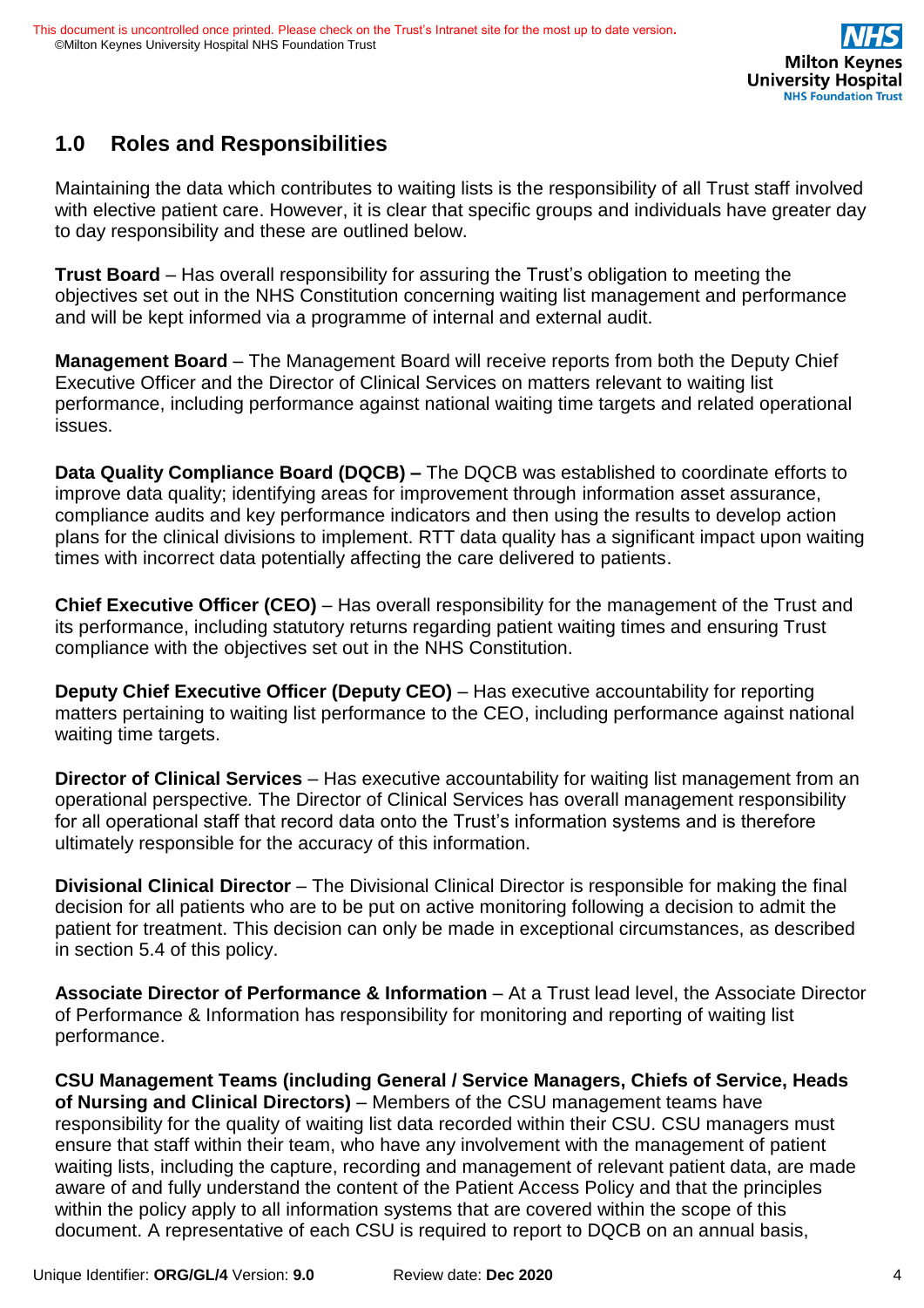## 1.0 Roles and Responsibilities

Maintaining the data which contributes to waiting lists is the responsibility of all Trust staff involved with elective patient care. However, it is clear that specific groups and individuals have greater day to day responsibility and these are outlined below.

**Trust Board** – Has overall responsibility for assuring the Trust's obligation to meeting the objectives set out in the NHS Constitution concerning waiting list management and performance and will be kept informed via a programme of internal and external audit.

**Management Board** – The Management Board will receive reports from both the Deputy Chief Executive Officer and the Director of Clinical Services on matters relevant to waiting list performance, including performance against national waiting time targets and related operational issues.

**Data Quality Compliance Board (DQCB) –** The DQCB was established to coordinate efforts to improve data quality; identifying areas for improvement through information asset assurance, compliance audits and key performance indicators and then using the results to develop action plans for the clinical divisions to implement. RTT data quality has a significant impact upon waiting times with incorrect data potentially affecting the care delivered to patients.

**Chief Executive Officer (CEO)** – Has overall responsibility for the management of the Trust and its performance, including statutory returns regarding patient waiting times and ensuring Trust compliance with the objectives set out in the NHS Constitution.

**Deputy Chief Executive Officer (Deputy CEO)** – Has executive accountability for reporting matters pertaining to waiting list performance to the CEO, including performance against national waiting time targets.

**Director of Clinical Services** – Has executive accountability for waiting list management from an operational perspective. The Director of Clinical Services has overall management responsibility for all operational staff that record data onto the Trust's information systems and is therefore ultimately responsible for the accuracy of this information.

**Divisional Clinical Director** – The Divisional Clinical Director is responsible for making the final decision for all patients who are to be put on active monitoring following a decision to admit the patient for treatment. This decision can only be made in exceptional circumstances, as described in section 5.4 of this policy.

**Associate Director of Performance & Information** – At a Trust lead level, the Associate Director of Performance & Information has responsibility for monitoring and reporting of waiting list performance.

**CSU Management Teams (including General / Service Managers, Chiefs of Service, Heads of Nursing and Clinical Directors)** – Members of the CSU management teams have responsibility for the quality of waiting list data recorded within their CSU. CSU managers must ensure that staff within their team, who have any involvement with the management of patient waiting lists, including the capture, recording and management of relevant patient data, are made aware of and fully understand the content of the Patient Access Policy and that the principles within the policy apply to all information systems that are covered within the scope of this document. A representative of each CSU is required to report to DQCB on an annual basis,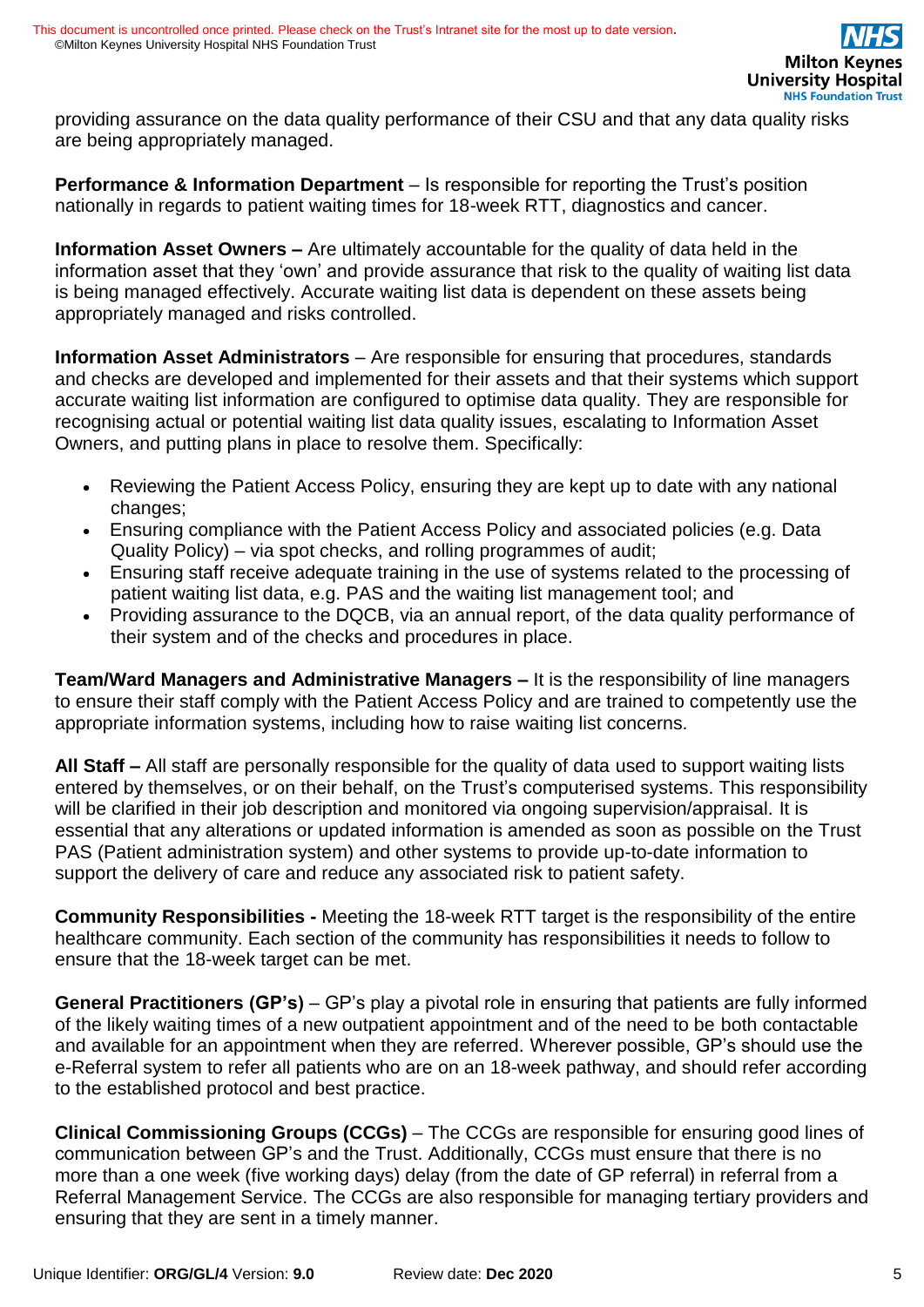providing assurance on the data quality performance of their CSU and that any data quality risks are being appropriately managed.

**Performance & Information Department** – Is responsible for reporting the Trust's position nationally in regards to patient waiting times for 18-week RTT, diagnostics and cancer.

**Information Asset Owners –** Are ultimately accountable for the quality of data held in the information asset that they 'own' and provide assurance that risk to the quality of waiting list data is being managed effectively. Accurate waiting list data is dependent on these assets being appropriately managed and risks controlled.

**Information Asset Administrators** – Are responsible for ensuring that procedures, standards and checks are developed and implemented for their assets and that their systems which support accurate waiting list information are configured to optimise data quality. They are responsible for recognising actual or potential waiting list data quality issues, escalating to Information Asset Owners, and putting plans in place to resolve them. Specifically:

- Reviewing the Patient Access Policy, ensuring they are kept up to date with any national changes;
- Ensuring compliance with the Patient Access Policy and associated policies (e.g. Data Quality Policy) – via spot checks, and rolling programmes of audit;
- Ensuring staff receive adequate training in the use of systems related to the processing of patient waiting list data, e.g. PAS and the waiting list management tool; and
- Providing assurance to the DQCB, via an annual report, of the data quality performance of their system and of the checks and procedures in place.

**Team/Ward Managers and Administrative Managers –** It is the responsibility of line managers to ensure their staff comply with the Patient Access Policy and are trained to competently use the appropriate information systems, including how to raise waiting list concerns.

**All Staff –** All staff are personally responsible for the quality of data used to support waiting lists entered by themselves, or on their behalf, on the Trust's computerised systems. This responsibility will be clarified in their job description and monitored via ongoing supervision/appraisal. It is essential that any alterations or updated information is amended as soon as possible on the Trust PAS (Patient administration system) and other systems to provide up-to-date information to support the delivery of care and reduce any associated risk to patient safety.

**Community Responsibilities -** Meeting the 18-week RTT target is the responsibility of the entire healthcare community. Each section of the community has responsibilities it needs to follow to ensure that the 18-week target can be met.

**General Practitioners (GP's)** – GP's play a pivotal role in ensuring that patients are fully informed of the likely waiting times of a new outpatient appointment and of the need to be both contactable and available for an appointment when they are referred. Wherever possible, GP's should use the e-Referral system to refer all patients who are on an 18-week pathway, and should refer according to the established protocol and best practice.

**Clinical Commissioning Groups (CCGs)** – The CCGs are responsible for ensuring good lines of communication between GP's and the Trust. Additionally, CCGs must ensure that there is no more than a one week (five working days) delay (from the date of GP referral) in referral from a Referral Management Service. The CCGs are also responsible for managing tertiary providers and ensuring that they are sent in a timely manner.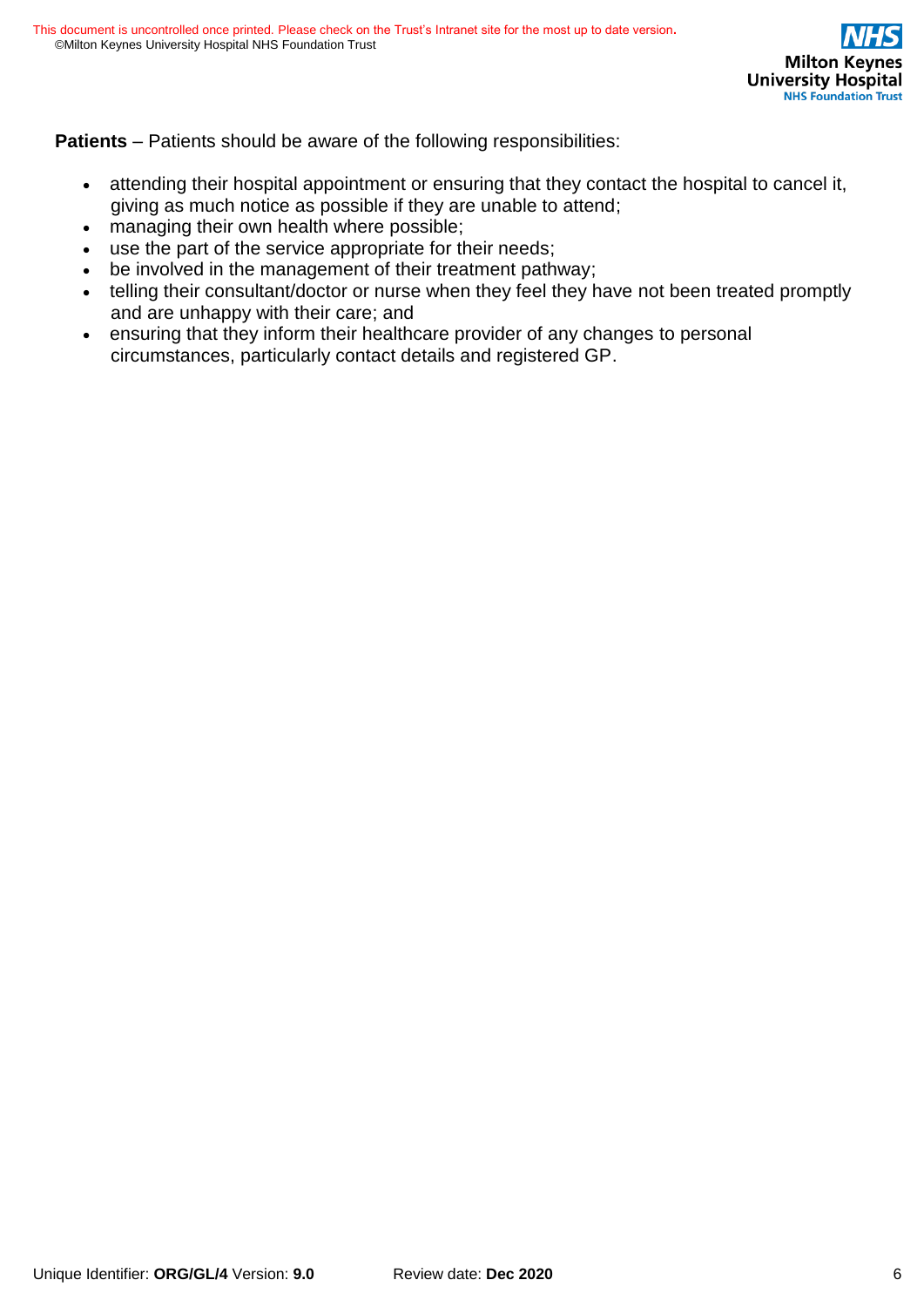**Patients** – Patients should be aware of the following responsibilities:

- attending their hospital appointment or ensuring that they contact the hospital to cancel it, giving as much notice as possible if they are unable to attend;
- managing their own health where possible;
- use the part of the service appropriate for their needs;
- be involved in the management of their treatment pathway;
- telling their consultant/doctor or nurse when they feel they have not been treated promptly and are unhappy with their care; and
- ensuring that they inform their healthcare provider of any changes to personal circumstances, particularly contact details and registered GP.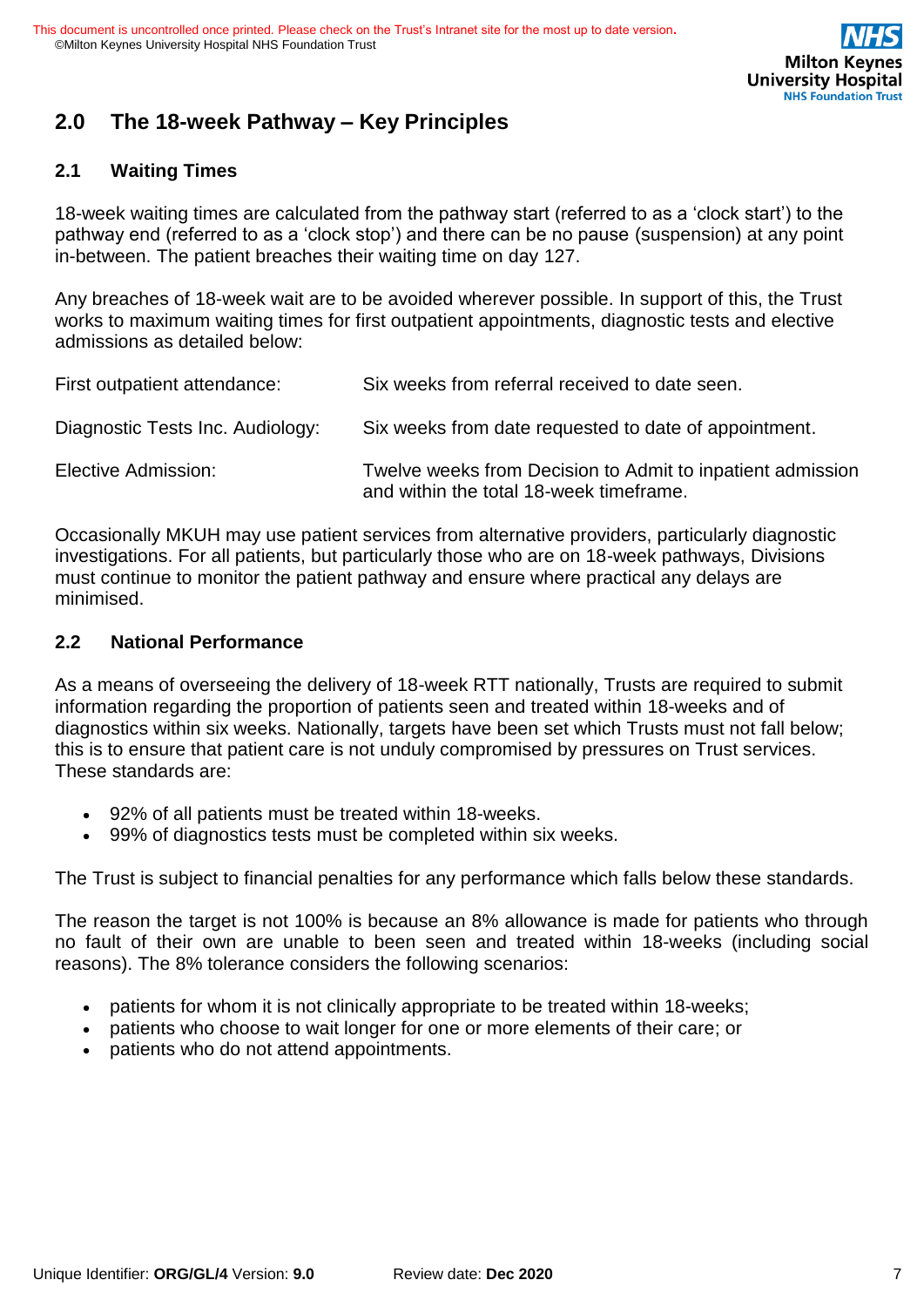## 2.0 The 18-week Pathway – Key Principles

### 2.1 Waiting Times

18-week waiting times are calculated from the pathway start (referred to as a 'clock start') to the pathway end (referred to as a 'clock stop') and there can be no pause (suspension) at any point in-between. The patient breaches their waiting time on day 127.

Any breaches of 18-week wait are to be avoided wherever possible. In support of this, the Trust works to maximum waiting times for first outpatient appointments, diagnostic tests and elective admissions as detailed below:

| | |
|---|---|
| First outpatient attendance: | Six weeks from referral received to date seen. |
| Diagnostic Tests Inc. Audiology: | Six weeks from date requested to date of appointment. |
| Elective Admission: | Twelve weeks from Decision to Admit to inpatient admission and within the total 18-week timeframe. |

Occasionally MKUH may use patient services from alternative providers, particularly diagnostic investigations. For all patients, but particularly those who are on 18-week pathways, Divisions must continue to monitor the patient pathway and ensure where practical any delays are minimised.

### 2.2 National Performance

As a means of overseeing the delivery of 18-week RTT nationally, Trusts are required to submit information regarding the proportion of patients seen and treated within 18-weeks and of diagnostics within six weeks. Nationally, targets have been set which Trusts must not fall below; this is to ensure that patient care is not unduly compromised by pressures on Trust services. These standards are:

- 92% of all patients must be treated within 18-weeks.
- 99% of diagnostics tests must be completed within six weeks.

The Trust is subject to financial penalties for any performance which falls below these standards.

The reason the target is not 100% is because an 8% allowance is made for patients who through no fault of their own are unable to been seen and treated within 18-weeks (including social reasons). The 8% tolerance considers the following scenarios:

- patients for whom it is not clinically appropriate to be treated within 18-weeks;
- patients who choose to wait longer for one or more elements of their care; or
- patients who do not attend appointments.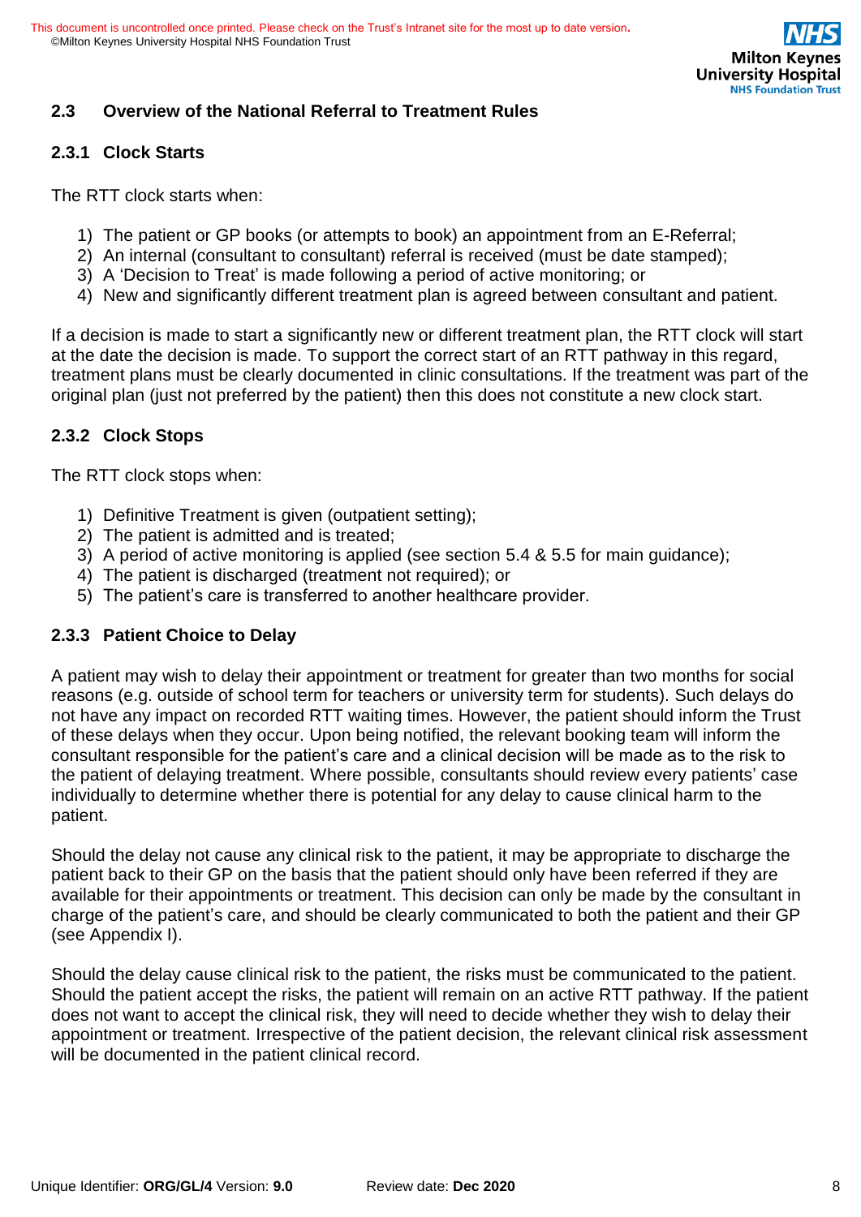## 2.3 Overview of the National Referral to Treatment Rules

### 2.3.1 Clock Starts

The RTT clock starts when:

1) The patient or GP books (or attempts to book) an appointment from an E-Referral;
2) An internal (consultant to consultant) referral is received (must be date stamped);
3) A 'Decision to Treat' is made following a period of active monitoring; or
4) New and significantly different treatment plan is agreed between consultant and patient.

If a decision is made to start a significantly new or different treatment plan, the RTT clock will start at the date the decision is made. To support the correct start of an RTT pathway in this regard, treatment plans must be clearly documented in clinic consultations. If the treatment was part of the original plan (just not preferred by the patient) then this does not constitute a new clock start.

### 2.3.2 Clock Stops

The RTT clock stops when:

1) Definitive Treatment is given (outpatient setting);
2) The patient is admitted and is treated;
3) A period of active monitoring is applied (see section 5.4 & 5.5 for main guidance);
4) The patient is discharged (treatment not required); or
5) The patient's care is transferred to another healthcare provider.

### 2.3.3 Patient Choice to Delay

A patient may wish to delay their appointment or treatment for greater than two months for social reasons (e.g. outside of school term for teachers or university term for students). Such delays do not have any impact on recorded RTT waiting times. However, the patient should inform the Trust of these delays when they occur. Upon being notified, the relevant booking team will inform the consultant responsible for the patient's care and a clinical decision will be made as to the risk to the patient of delaying treatment. Where possible, consultants should review every patients' case individually to determine whether there is potential for any delay to cause clinical harm to the patient.

Should the delay not cause any clinical risk to the patient, it may be appropriate to discharge the patient back to their GP on the basis that the patient should only have been referred if they are available for their appointments or treatment. This decision can only be made by the consultant in charge of the patient's care, and should be clearly communicated to both the patient and their GP (see Appendix I).

Should the delay cause clinical risk to the patient, the risks must be communicated to the patient. Should the patient accept the risks, the patient will remain on an active RTT pathway. If the patient does not want to accept the clinical risk, they will need to decide whether they wish to delay their appointment or treatment. Irrespective of the patient decision, the relevant clinical risk assessment will be documented in the patient clinical record.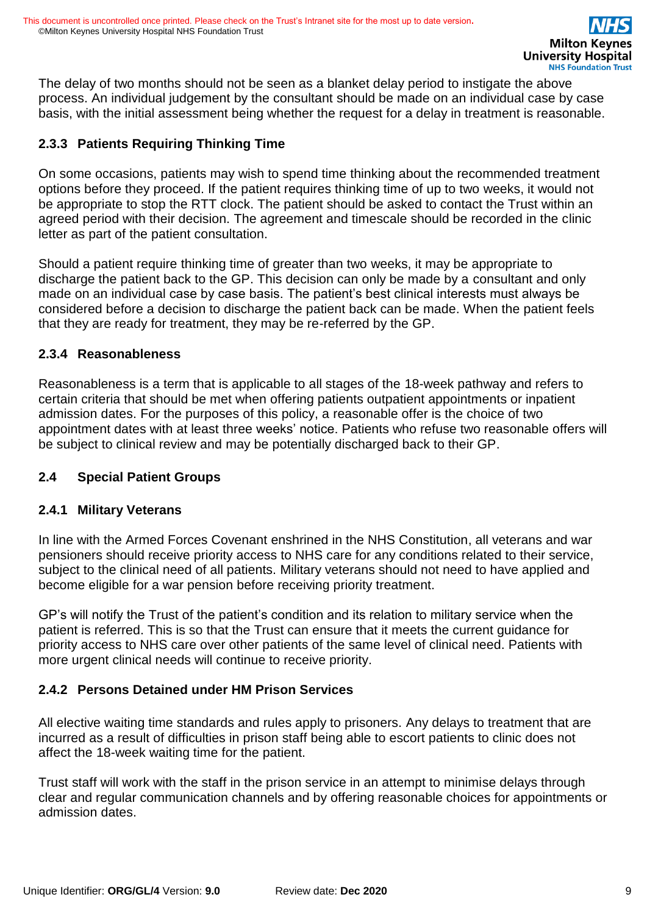The delay of two months should not be seen as a blanket delay period to instigate the above process. An individual judgement by the consultant should be made on an individual case by case basis, with the initial assessment being whether the request for a delay in treatment is reasonable.

### 2.3.3 Patients Requiring Thinking Time

On some occasions, patients may wish to spend time thinking about the recommended treatment options before they proceed. If the patient requires thinking time of up to two weeks, it would not be appropriate to stop the RTT clock. The patient should be asked to contact the Trust within an agreed period with their decision. The agreement and timescale should be recorded in the clinic letter as part of the patient consultation.

Should a patient require thinking time of greater than two weeks, it may be appropriate to discharge the patient back to the GP. This decision can only be made by a consultant and only made on an individual case by case basis. The patient's best clinical interests must always be considered before a decision to discharge the patient back can be made. When the patient feels that they are ready for treatment, they may be re-referred by the GP.

### 2.3.4 Reasonableness

Reasonableness is a term that is applicable to all stages of the 18-week pathway and refers to certain criteria that should be met when offering patients outpatient appointments or inpatient admission dates. For the purposes of this policy, a reasonable offer is the choice of two appointment dates with at least three weeks' notice. Patients who refuse two reasonable offers will be subject to clinical review and may be potentially discharged back to their GP.

## 2.4 Special Patient Groups

### 2.4.1 Military Veterans

In line with the Armed Forces Covenant enshrined in the NHS Constitution, all veterans and war pensioners should receive priority access to NHS care for any conditions related to their service, subject to the clinical need of all patients. Military veterans should not need to have applied and become eligible for a war pension before receiving priority treatment.

GP's will notify the Trust of the patient's condition and its relation to military service when the patient is referred. This is so that the Trust can ensure that it meets the current guidance for priority access to NHS care over other patients of the same level of clinical need. Patients with more urgent clinical needs will continue to receive priority.

### 2.4.2 Persons Detained under HM Prison Services

All elective waiting time standards and rules apply to prisoners. Any delays to treatment that are incurred as a result of difficulties in prison staff being able to escort patients to clinic does not affect the 18-week waiting time for the patient.

Trust staff will work with the staff in the prison service in an attempt to minimise delays through clear and regular communication channels and by offering reasonable choices for appointments or admission dates.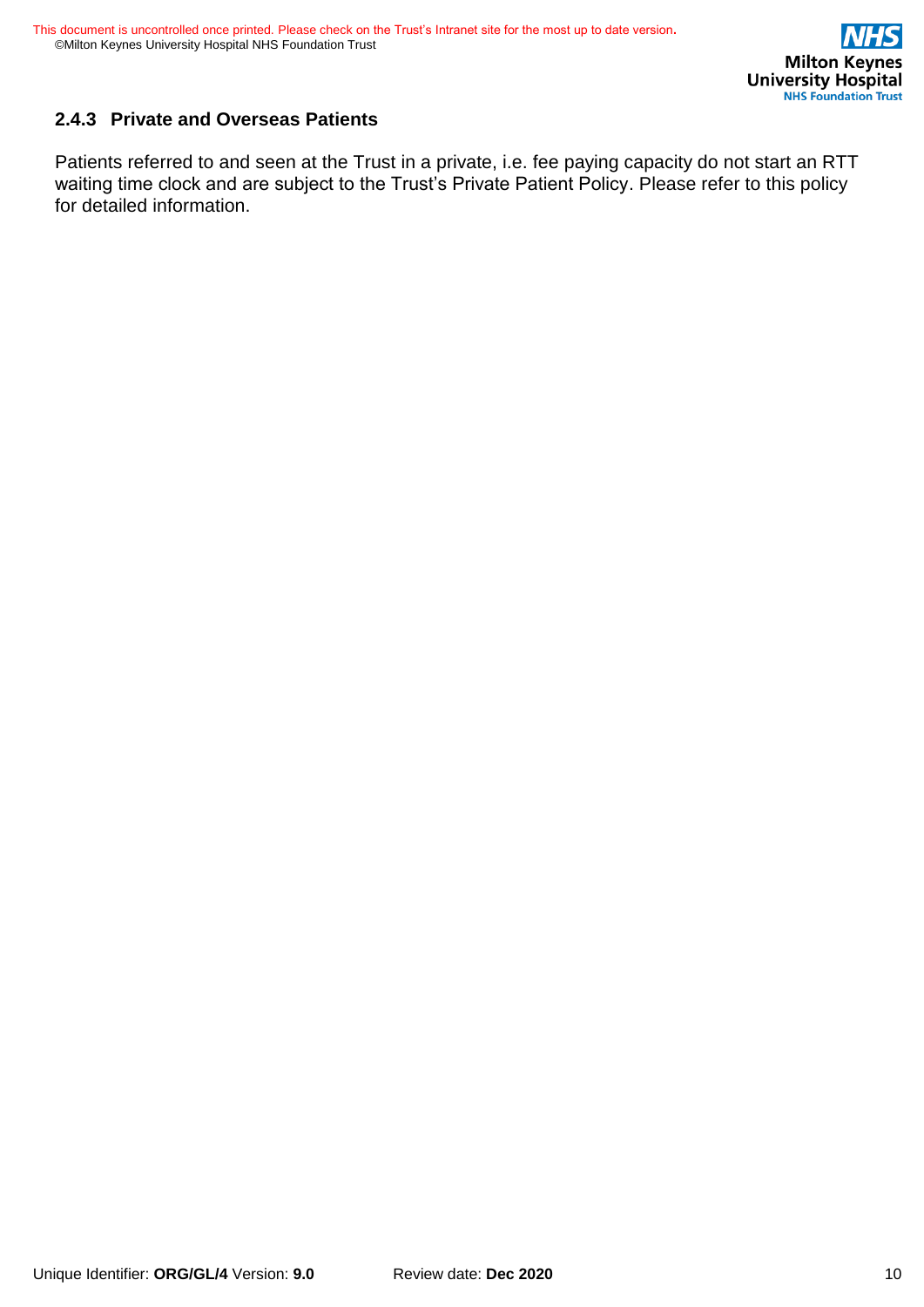### 2.4.3 Private and Overseas Patients

Patients referred to and seen at the Trust in a private, i.e. fee paying capacity do not start an RTT waiting time clock and are subject to the Trust's Private Patient Policy. Please refer to this policy for detailed information.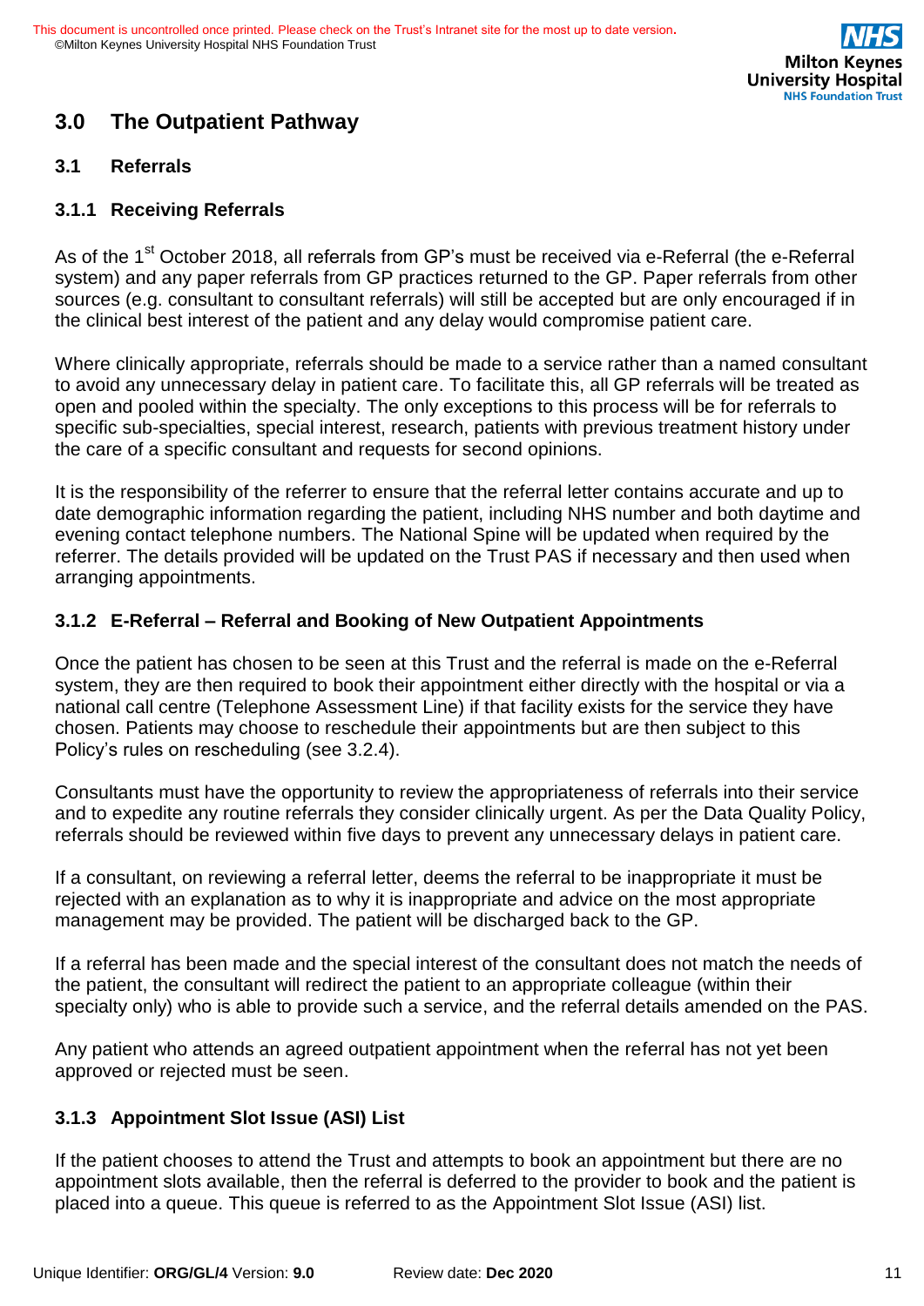## 3.0 The Outpatient Pathway

### 3.1 Referrals

#### 3.1.1 Receiving Referrals

As of the 1st October 2018, all referrals from GP's must be received via e-Referral (the e-Referral system) and any paper referrals from GP practices returned to the GP. Paper referrals from other sources (e.g. consultant to consultant referrals) will still be accepted but are only encouraged if in the clinical best interest of the patient and any delay would compromise patient care.

Where clinically appropriate, referrals should be made to a service rather than a named consultant to avoid any unnecessary delay in patient care. To facilitate this, all GP referrals will be treated as open and pooled within the specialty. The only exceptions to this process will be for referrals to specific sub-specialties, special interest, research, patients with previous treatment history under the care of a specific consultant and requests for second opinions.

It is the responsibility of the referrer to ensure that the referral letter contains accurate and up to date demographic information regarding the patient, including NHS number and both daytime and evening contact telephone numbers. The National Spine will be updated when required by the referrer. The details provided will be updated on the Trust PAS if necessary and then used when arranging appointments.

#### 3.1.2 E-Referral – Referral and Booking of New Outpatient Appointments

Once the patient has chosen to be seen at this Trust and the referral is made on the e-Referral system, they are then required to book their appointment either directly with the hospital or via a national call centre (Telephone Assessment Line) if that facility exists for the service they have chosen. Patients may choose to reschedule their appointments but are then subject to this Policy's rules on rescheduling (see 3.2.4).

Consultants must have the opportunity to review the appropriateness of referrals into their service and to expedite any routine referrals they consider clinically urgent. As per the Data Quality Policy, referrals should be reviewed within five days to prevent any unnecessary delays in patient care.

If a consultant, on reviewing a referral letter, deems the referral to be inappropriate it must be rejected with an explanation as to why it is inappropriate and advice on the most appropriate management may be provided. The patient will be discharged back to the GP.

If a referral has been made and the special interest of the consultant does not match the needs of the patient, the consultant will redirect the patient to an appropriate colleague (within their specialty only) who is able to provide such a service, and the referral details amended on the PAS.

Any patient who attends an agreed outpatient appointment when the referral has not yet been approved or rejected must be seen.

#### 3.1.3 Appointment Slot Issue (ASI) List

If the patient chooses to attend the Trust and attempts to book an appointment but there are no appointment slots available, then the referral is deferred to the provider to book and the patient is placed into a queue. This queue is referred to as the Appointment Slot Issue (ASI) list.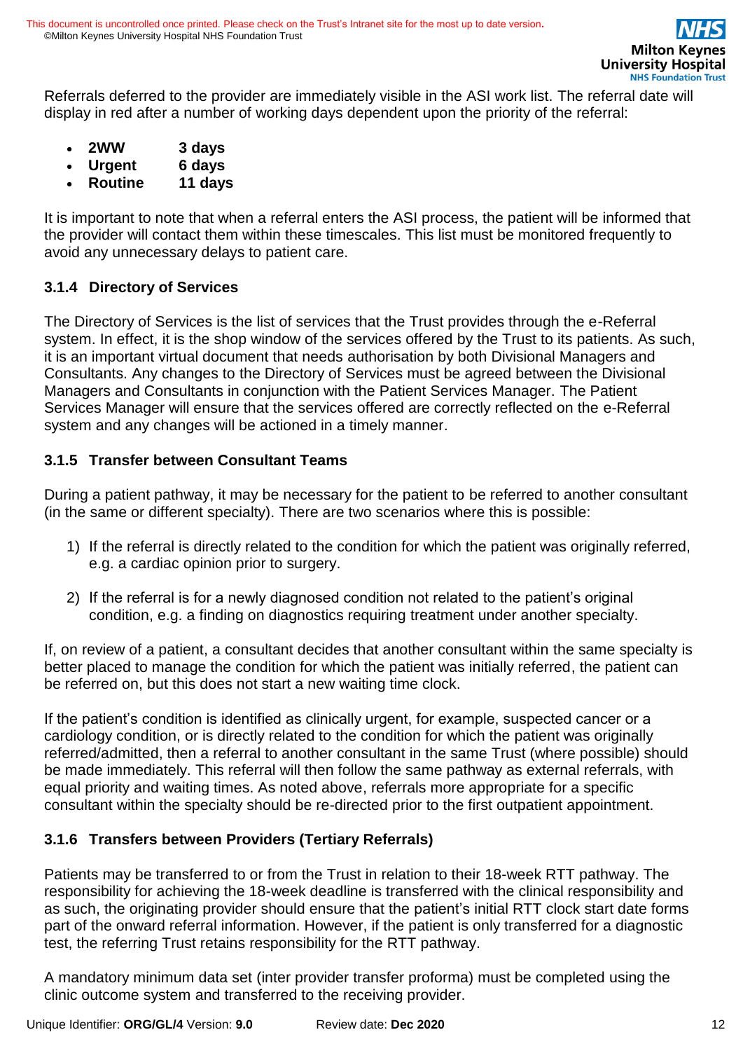Referrals deferred to the provider are immediately visible in the ASI work list. The referral date will display in red after a number of working days dependent upon the priority of the referral:

- **2WW** **3 days**
- **Urgent** **6 days**
- **Routine** **11 days**

It is important to note that when a referral enters the ASI process, the patient will be informed that the provider will contact them within these timescales. This list must be monitored frequently to avoid any unnecessary delays to patient care.

### 3.1.4 Directory of Services

The Directory of Services is the list of services that the Trust provides through the e-Referral system. In effect, it is the shop window of the services offered by the Trust to its patients. As such, it is an important virtual document that needs authorisation by both Divisional Managers and Consultants. Any changes to the Directory of Services must be agreed between the Divisional Managers and Consultants in conjunction with the Patient Services Manager. The Patient Services Manager will ensure that the services offered are correctly reflected on the e-Referral system and any changes will be actioned in a timely manner.

### 3.1.5 Transfer between Consultant Teams

During a patient pathway, it may be necessary for the patient to be referred to another consultant (in the same or different specialty). There are two scenarios where this is possible:

1) If the referral is directly related to the condition for which the patient was originally referred, e.g. a cardiac opinion prior to surgery.

2) If the referral is for a newly diagnosed condition not related to the patient's original condition, e.g. a finding on diagnostics requiring treatment under another specialty.

If, on review of a patient, a consultant decides that another consultant within the same specialty is better placed to manage the condition for which the patient was initially referred, the patient can be referred on, but this does not start a new waiting time clock.

If the patient's condition is identified as clinically urgent, for example, suspected cancer or a cardiology condition, or is directly related to the condition for which the patient was originally referred/admitted, then a referral to another consultant in the same Trust (where possible) should be made immediately. This referral will then follow the same pathway as external referrals, with equal priority and waiting times. As noted above, referrals more appropriate for a specific consultant within the specialty should be re-directed prior to the first outpatient appointment.

### 3.1.6 Transfers between Providers (Tertiary Referrals)

Patients may be transferred to or from the Trust in relation to their 18-week RTT pathway. The responsibility for achieving the 18-week deadline is transferred with the clinical responsibility and as such, the originating provider should ensure that the patient's initial RTT clock start date forms part of the onward referral information. However, if the patient is only transferred for a diagnostic test, the referring Trust retains responsibility for the RTT pathway.

A mandatory minimum data set (inter provider transfer proforma) must be completed using the clinic outcome system and transferred to the receiving provider.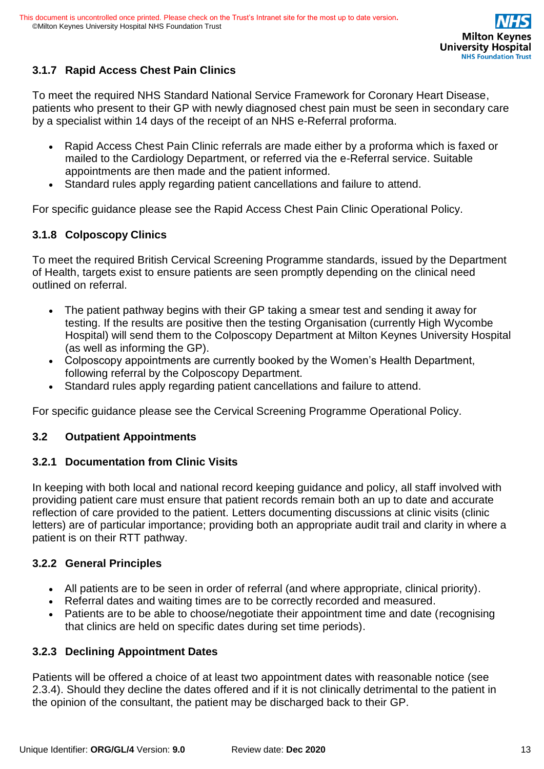### 3.1.7 Rapid Access Chest Pain Clinics

To meet the required NHS Standard National Service Framework for Coronary Heart Disease, patients who present to their GP with newly diagnosed chest pain must be seen in secondary care by a specialist within 14 days of the receipt of an NHS e-Referral proforma.

- Rapid Access Chest Pain Clinic referrals are made either by a proforma which is faxed or mailed to the Cardiology Department, or referred via the e-Referral service. Suitable appointments are then made and the patient informed.
- Standard rules apply regarding patient cancellations and failure to attend.

For specific guidance please see the Rapid Access Chest Pain Clinic Operational Policy.

### 3.1.8 Colposcopy Clinics

To meet the required British Cervical Screening Programme standards, issued by the Department of Health, targets exist to ensure patients are seen promptly depending on the clinical need outlined on referral.

- The patient pathway begins with their GP taking a smear test and sending it away for testing. If the results are positive then the testing Organisation (currently High Wycombe Hospital) will send them to the Colposcopy Department at Milton Keynes University Hospital (as well as informing the GP).
- Colposcopy appointments are currently booked by the Women's Health Department, following referral by the Colposcopy Department.
- Standard rules apply regarding patient cancellations and failure to attend.

For specific guidance please see the Cervical Screening Programme Operational Policy.

## 3.2 Outpatient Appointments

### 3.2.1 Documentation from Clinic Visits

In keeping with both local and national record keeping guidance and policy, all staff involved with providing patient care must ensure that patient records remain both an up to date and accurate reflection of care provided to the patient. Letters documenting discussions at clinic visits (clinic letters) are of particular importance; providing both an appropriate audit trail and clarity in where a patient is on their RTT pathway.

### 3.2.2 General Principles

- All patients are to be seen in order of referral (and where appropriate, clinical priority).
- Referral dates and waiting times are to be correctly recorded and measured.
- Patients are to be able to choose/negotiate their appointment time and date (recognising that clinics are held on specific dates during set time periods).

### 3.2.3 Declining Appointment Dates

Patients will be offered a choice of at least two appointment dates with reasonable notice (see 2.3.4). Should they decline the dates offered and if it is not clinically detrimental to the patient in the opinion of the consultant, the patient may be discharged back to their GP.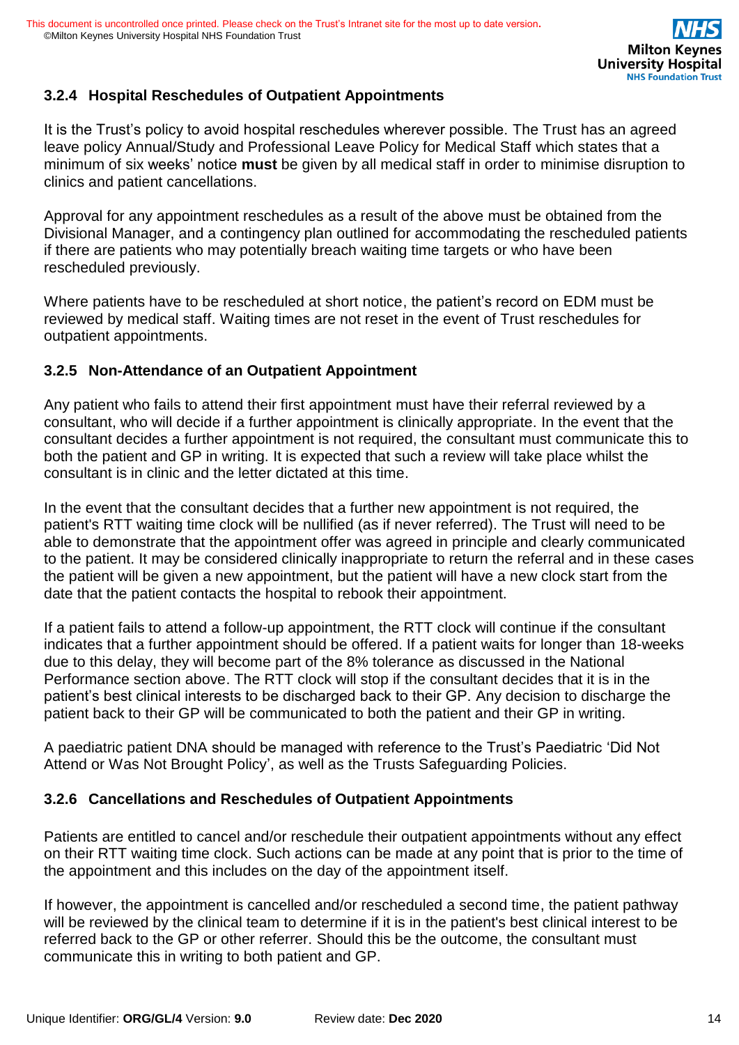### 3.2.4 Hospital Reschedules of Outpatient Appointments

It is the Trust's policy to avoid hospital reschedules wherever possible. The Trust has an agreed leave policy Annual/Study and Professional Leave Policy for Medical Staff which states that a minimum of six weeks' notice **must** be given by all medical staff in order to minimise disruption to clinics and patient cancellations.

Approval for any appointment reschedules as a result of the above must be obtained from the Divisional Manager, and a contingency plan outlined for accommodating the rescheduled patients if there are patients who may potentially breach waiting time targets or who have been rescheduled previously.

Where patients have to be rescheduled at short notice, the patient's record on EDM must be reviewed by medical staff. Waiting times are not reset in the event of Trust reschedules for outpatient appointments.

### 3.2.5 Non-Attendance of an Outpatient Appointment

Any patient who fails to attend their first appointment must have their referral reviewed by a consultant, who will decide if a further appointment is clinically appropriate. In the event that the consultant decides a further appointment is not required, the consultant must communicate this to both the patient and GP in writing. It is expected that such a review will take place whilst the consultant is in clinic and the letter dictated at this time.

In the event that the consultant decides that a further new appointment is not required, the patient's RTT waiting time clock will be nullified (as if never referred). The Trust will need to be able to demonstrate that the appointment offer was agreed in principle and clearly communicated to the patient. It may be considered clinically inappropriate to return the referral and in these cases the patient will be given a new appointment, but the patient will have a new clock start from the date that the patient contacts the hospital to rebook their appointment.

If a patient fails to attend a follow-up appointment, the RTT clock will continue if the consultant indicates that a further appointment should be offered. If a patient waits for longer than 18-weeks due to this delay, they will become part of the 8% tolerance as discussed in the National Performance section above. The RTT clock will stop if the consultant decides that it is in the patient's best clinical interests to be discharged back to their GP. Any decision to discharge the patient back to their GP will be communicated to both the patient and their GP in writing.

A paediatric patient DNA should be managed with reference to the Trust's Paediatric 'Did Not Attend or Was Not Brought Policy', as well as the Trusts Safeguarding Policies.

### 3.2.6 Cancellations and Reschedules of Outpatient Appointments

Patients are entitled to cancel and/or reschedule their outpatient appointments without any effect on their RTT waiting time clock. Such actions can be made at any point that is prior to the time of the appointment and this includes on the day of the appointment itself.

If however, the appointment is cancelled and/or rescheduled a second time, the patient pathway will be reviewed by the clinical team to determine if it is in the patient's best clinical interest to be referred back to the GP or other referrer. Should this be the outcome, the consultant must communicate this in writing to both patient and GP.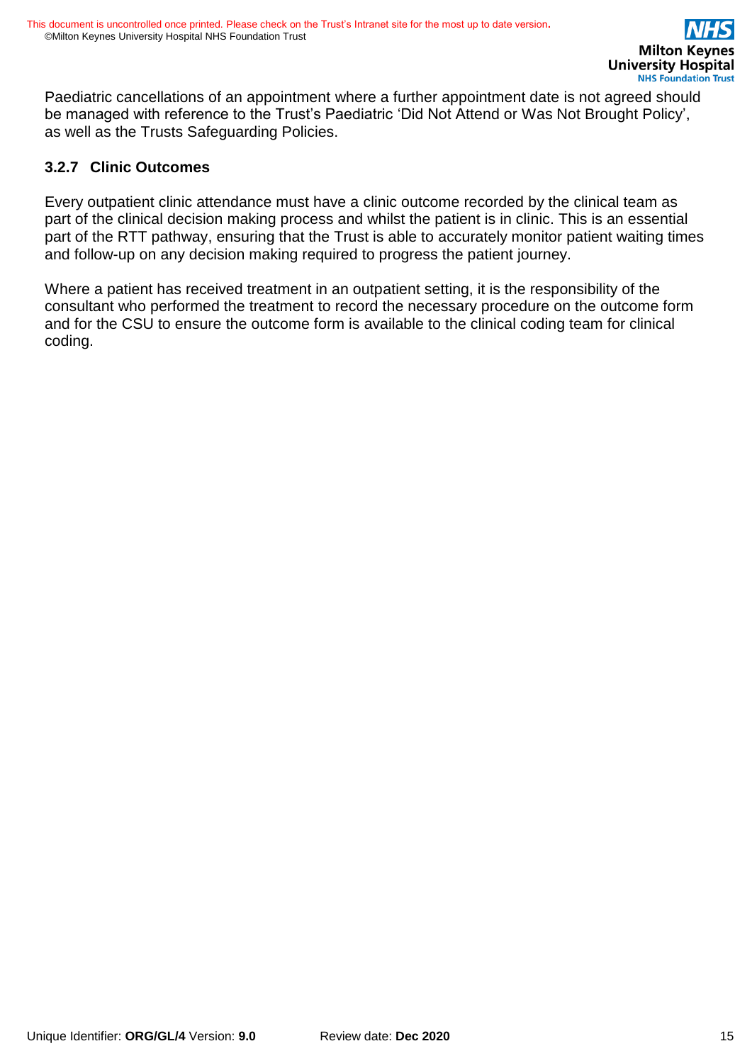Paediatric cancellations of an appointment where a further appointment date is not agreed should be managed with reference to the Trust's Paediatric 'Did Not Attend or Was Not Brought Policy', as well as the Trusts Safeguarding Policies.

### 3.2.7 Clinic Outcomes

Every outpatient clinic attendance must have a clinic outcome recorded by the clinical team as part of the clinical decision making process and whilst the patient is in clinic. This is an essential part of the RTT pathway, ensuring that the Trust is able to accurately monitor patient waiting times and follow-up on any decision making required to progress the patient journey.

Where a patient has received treatment in an outpatient setting, it is the responsibility of the consultant who performed the treatment to record the necessary procedure on the outcome form and for the CSU to ensure the outcome form is available to the clinical coding team for clinical coding.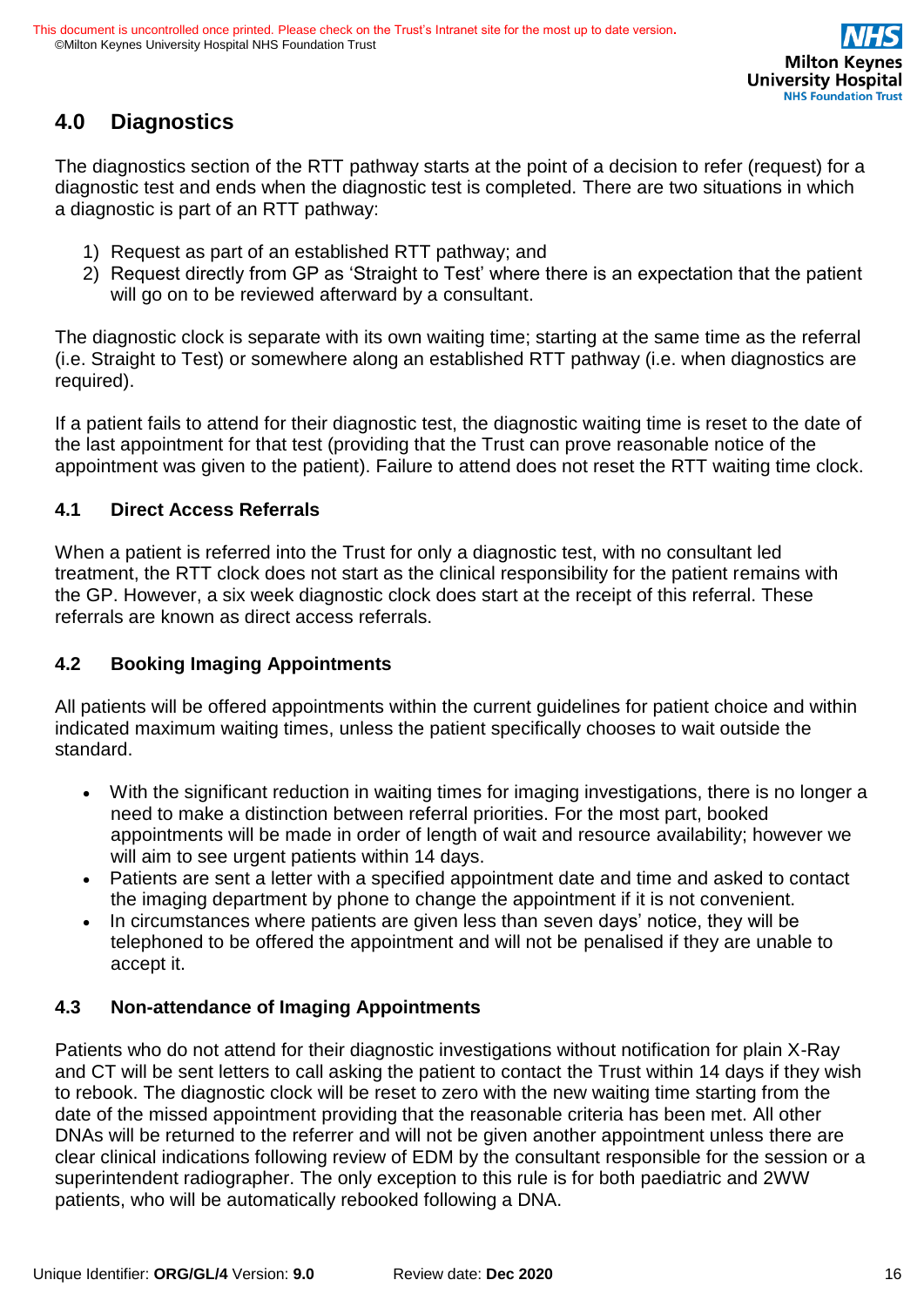## 4.0 Diagnostics

The diagnostics section of the RTT pathway starts at the point of a decision to refer (request) for a diagnostic test and ends when the diagnostic test is completed. There are two situations in which a diagnostic is part of an RTT pathway:

1) Request as part of an established RTT pathway; and
2) Request directly from GP as 'Straight to Test' where there is an expectation that the patient will go on to be reviewed afterward by a consultant.

The diagnostic clock is separate with its own waiting time; starting at the same time as the referral (i.e. Straight to Test) or somewhere along an established RTT pathway (i.e. when diagnostics are required).

If a patient fails to attend for their diagnostic test, the diagnostic waiting time is reset to the date of the last appointment for that test (providing that the Trust can prove reasonable notice of the appointment was given to the patient). Failure to attend does not reset the RTT waiting time clock.

### 4.1 Direct Access Referrals

When a patient is referred into the Trust for only a diagnostic test, with no consultant led treatment, the RTT clock does not start as the clinical responsibility for the patient remains with the GP. However, a six week diagnostic clock does start at the receipt of this referral. These referrals are known as direct access referrals.

### 4.2 Booking Imaging Appointments

All patients will be offered appointments within the current guidelines for patient choice and within indicated maximum waiting times, unless the patient specifically chooses to wait outside the standard.

- With the significant reduction in waiting times for imaging investigations, there is no longer a need to make a distinction between referral priorities. For the most part, booked appointments will be made in order of length of wait and resource availability; however we will aim to see urgent patients within 14 days.
- Patients are sent a letter with a specified appointment date and time and asked to contact the imaging department by phone to change the appointment if it is not convenient.
- In circumstances where patients are given less than seven days' notice, they will be telephoned to be offered the appointment and will not be penalised if they are unable to accept it.

### 4.3 Non-attendance of Imaging Appointments

Patients who do not attend for their diagnostic investigations without notification for plain X-Ray and CT will be sent letters to call asking the patient to contact the Trust within 14 days if they wish to rebook. The diagnostic clock will be reset to zero with the new waiting time starting from the date of the missed appointment providing that the reasonable criteria has been met. All other DNAs will be returned to the referrer and will not be given another appointment unless there are clear clinical indications following review of EDM by the consultant responsible for the session or a superintendent radiographer. The only exception to this rule is for both paediatric and 2WW patients, who will be automatically rebooked following a DNA.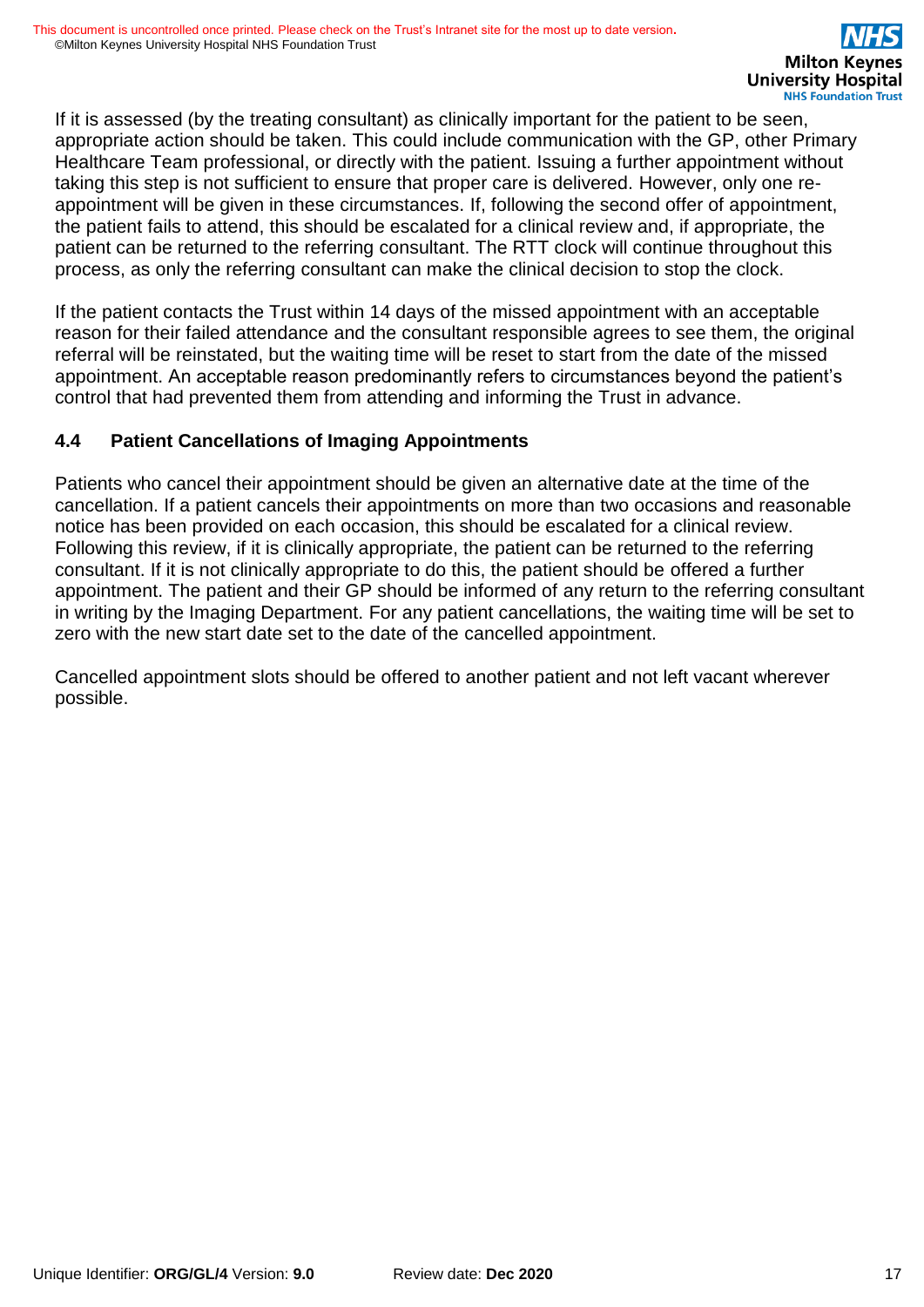If it is assessed (by the treating consultant) as clinically important for the patient to be seen, appropriate action should be taken. This could include communication with the GP, other Primary Healthcare Team professional, or directly with the patient. Issuing a further appointment without taking this step is not sufficient to ensure that proper care is delivered. However, only one re-appointment will be given in these circumstances. If, following the second offer of appointment, the patient fails to attend, this should be escalated for a clinical review and, if appropriate, the patient can be returned to the referring consultant. The RTT clock will continue throughout this process, as only the referring consultant can make the clinical decision to stop the clock.

If the patient contacts the Trust within 14 days of the missed appointment with an acceptable reason for their failed attendance and the consultant responsible agrees to see them, the original referral will be reinstated, but the waiting time will be reset to start from the date of the missed appointment. An acceptable reason predominantly refers to circumstances beyond the patient's control that had prevented them from attending and informing the Trust in advance.

### 4.4 Patient Cancellations of Imaging Appointments

Patients who cancel their appointment should be given an alternative date at the time of the cancellation. If a patient cancels their appointments on more than two occasions and reasonable notice has been provided on each occasion, this should be escalated for a clinical review. Following this review, if it is clinically appropriate, the patient can be returned to the referring consultant. If it is not clinically appropriate to do this, the patient should be offered a further appointment. The patient and their GP should be informed of any return to the referring consultant in writing by the Imaging Department. For any patient cancellations, the waiting time will be set to zero with the new start date set to the date of the cancelled appointment.

Cancelled appointment slots should be offered to another patient and not left vacant wherever possible.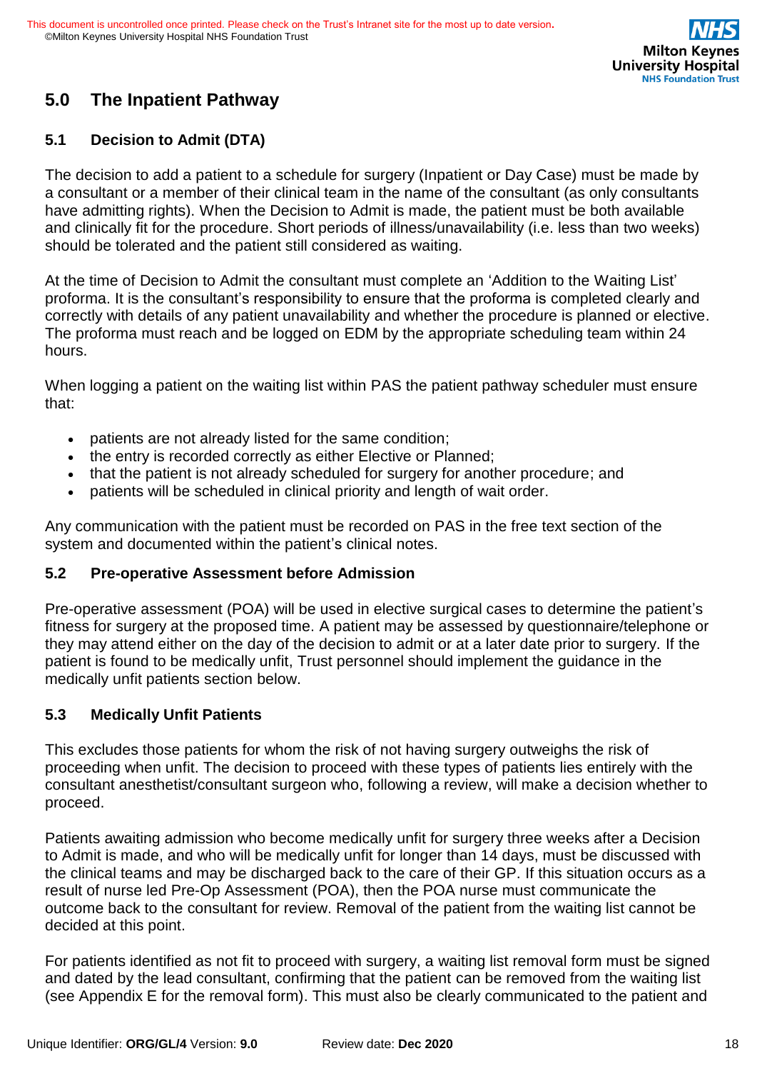## 5.0 The Inpatient Pathway

### 5.1 Decision to Admit (DTA)

The decision to add a patient to a schedule for surgery (Inpatient or Day Case) must be made by a consultant or a member of their clinical team in the name of the consultant (as only consultants have admitting rights). When the Decision to Admit is made, the patient must be both available and clinically fit for the procedure. Short periods of illness/unavailability (i.e. less than two weeks) should be tolerated and the patient still considered as waiting.

At the time of Decision to Admit the consultant must complete an 'Addition to the Waiting List' proforma. It is the consultant's responsibility to ensure that the proforma is completed clearly and correctly with details of any patient unavailability and whether the procedure is planned or elective. The proforma must reach and be logged on EDM by the appropriate scheduling team within 24 hours.

When logging a patient on the waiting list within PAS the patient pathway scheduler must ensure that:

- patients are not already listed for the same condition;
- the entry is recorded correctly as either Elective or Planned;
- that the patient is not already scheduled for surgery for another procedure; and
- patients will be scheduled in clinical priority and length of wait order.

Any communication with the patient must be recorded on PAS in the free text section of the system and documented within the patient's clinical notes.

### 5.2 Pre-operative Assessment before Admission

Pre-operative assessment (POA) will be used in elective surgical cases to determine the patient's fitness for surgery at the proposed time. A patient may be assessed by questionnaire/telephone or they may attend either on the day of the decision to admit or at a later date prior to surgery. If the patient is found to be medically unfit, Trust personnel should implement the guidance in the medically unfit patients section below.

### 5.3 Medically Unfit Patients

This excludes those patients for whom the risk of not having surgery outweighs the risk of proceeding when unfit. The decision to proceed with these types of patients lies entirely with the consultant anesthetist/consultant surgeon who, following a review, will make a decision whether to proceed.

Patients awaiting admission who become medically unfit for surgery three weeks after a Decision to Admit is made, and who will be medically unfit for longer than 14 days, must be discussed with the clinical teams and may be discharged back to the care of their GP. If this situation occurs as a result of nurse led Pre-Op Assessment (POA), then the POA nurse must communicate the outcome back to the consultant for review. Removal of the patient from the waiting list cannot be decided at this point.

For patients identified as not fit to proceed with surgery, a waiting list removal form must be signed and dated by the lead consultant, confirming that the patient can be removed from the waiting list (see Appendix E for the removal form). This must also be clearly communicated to the patient and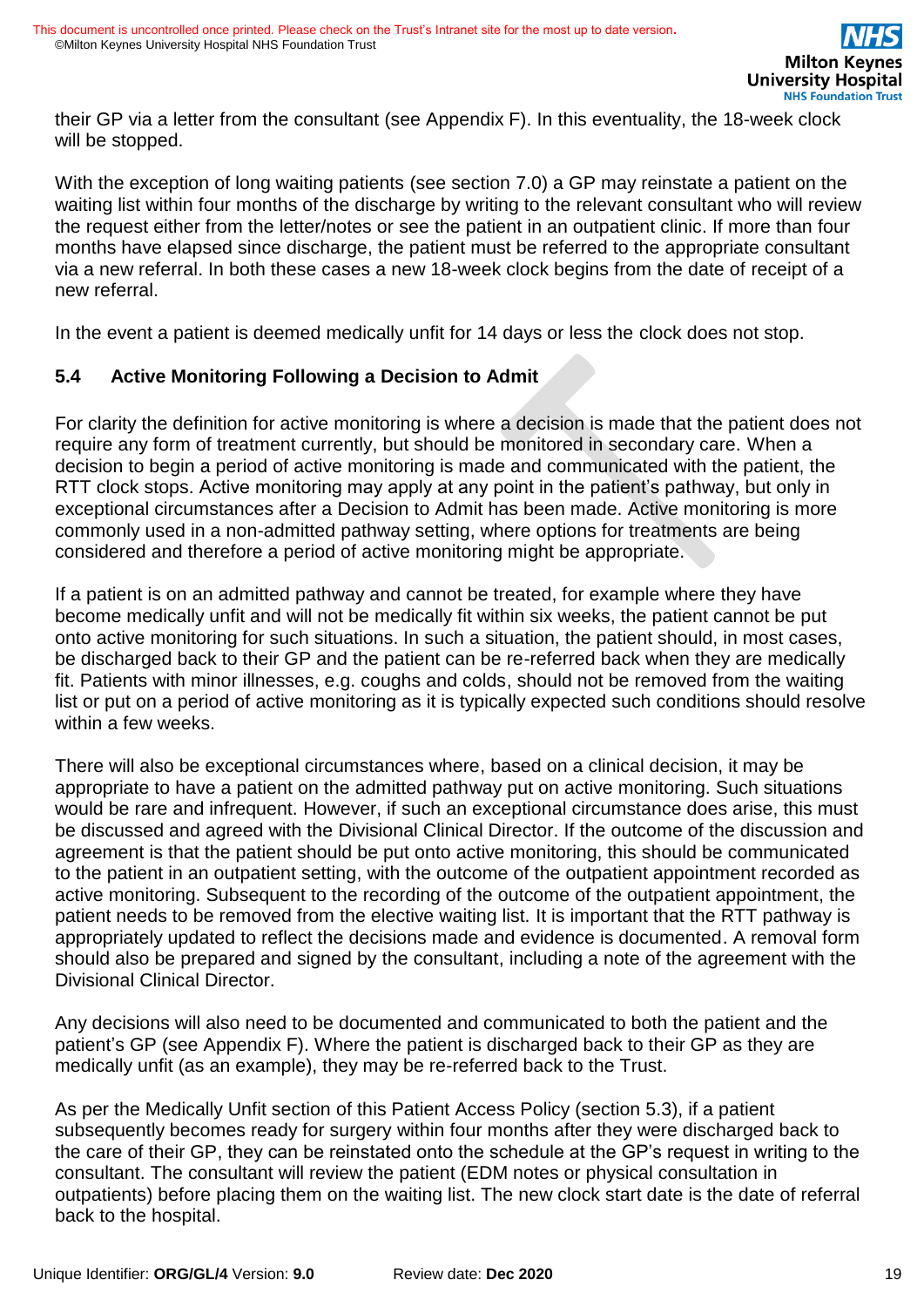their GP via a letter from the consultant (see Appendix F). In this eventuality, the 18-week clock will be stopped.

With the exception of long waiting patients (see section 7.0) a GP may reinstate a patient on the waiting list within four months of the discharge by writing to the relevant consultant who will review the request either from the letter/notes or see the patient in an outpatient clinic. If more than four months have elapsed since discharge, the patient must be referred to the appropriate consultant via a new referral. In both these cases a new 18-week clock begins from the date of receipt of a new referral.

In the event a patient is deemed medically unfit for 14 days or less the clock does not stop.

### 5.4 Active Monitoring Following a Decision to Admit

For clarity the definition for active monitoring is where a decision is made that the patient does not require any form of treatment currently, but should be monitored in secondary care. When a decision to begin a period of active monitoring is made and communicated with the patient, the RTT clock stops. Active monitoring may apply at any point in the patient's pathway, but only in exceptional circumstances after a Decision to Admit has been made. Active monitoring is more commonly used in a non-admitted pathway setting, where options for treatments are being considered and therefore a period of active monitoring might be appropriate.

If a patient is on an admitted pathway and cannot be treated, for example where they have become medically unfit and will not be medically fit within six weeks, the patient cannot be put onto active monitoring for such situations. In such a situation, the patient should, in most cases, be discharged back to their GP and the patient can be re-referred back when they are medically fit. Patients with minor illnesses, e.g. coughs and colds, should not be removed from the waiting list or put on a period of active monitoring as it is typically expected such conditions should resolve within a few weeks.

There will also be exceptional circumstances where, based on a clinical decision, it may be appropriate to have a patient on the admitted pathway put on active monitoring. Such situations would be rare and infrequent. However, if such an exceptional circumstance does arise, this must be discussed and agreed with the Divisional Clinical Director. If the outcome of the discussion and agreement is that the patient should be put onto active monitoring, this should be communicated to the patient in an outpatient setting, with the outcome of the outpatient appointment recorded as active monitoring. Subsequent to the recording of the outcome of the outpatient appointment, the patient needs to be removed from the elective waiting list. It is important that the RTT pathway is appropriately updated to reflect the decisions made and evidence is documented. A removal form should also be prepared and signed by the consultant, including a note of the agreement with the Divisional Clinical Director.

Any decisions will also need to be documented and communicated to both the patient and the patient's GP (see Appendix F). Where the patient is discharged back to their GP as they are medically unfit (as an example), they may be re-referred back to the Trust.

As per the Medically Unfit section of this Patient Access Policy (section 5.3), if a patient subsequently becomes ready for surgery within four months after they were discharged back to the care of their GP, they can be reinstated onto the schedule at the GP's request in writing to the consultant. The consultant will review the patient (EDM notes or physical consultation in outpatients) before placing them on the waiting list. The new clock start date is the date of referral back to the hospital.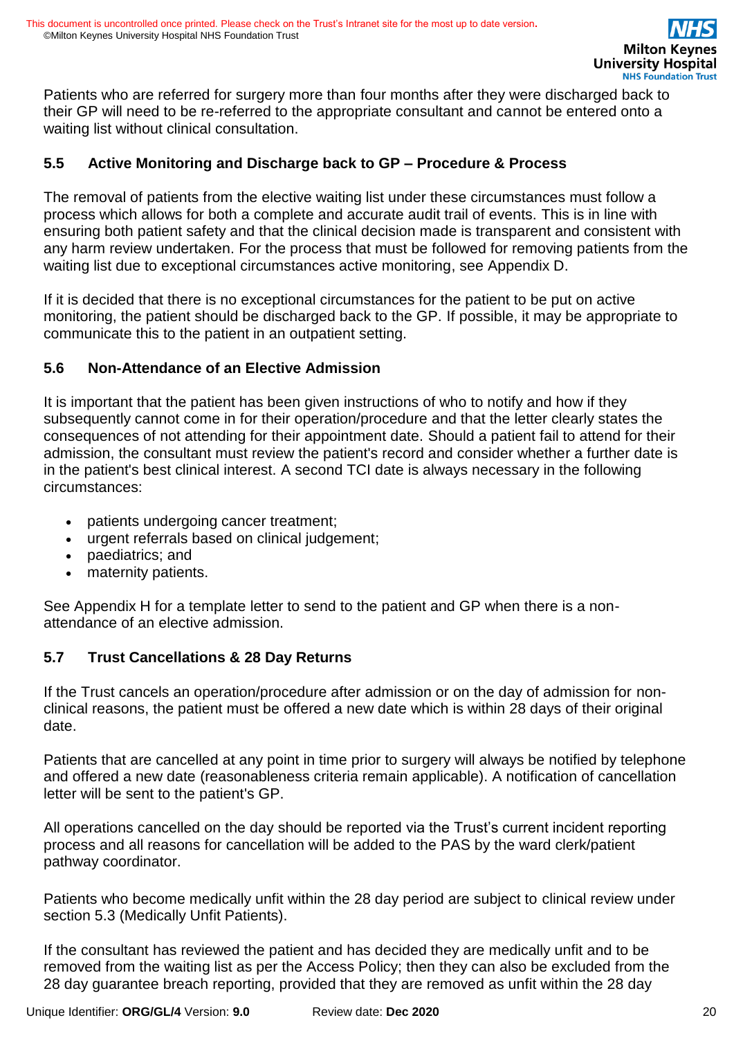Patients who are referred for surgery more than four months after they were discharged back to their GP will need to be re-referred to the appropriate consultant and cannot be entered onto a waiting list without clinical consultation.

### 5.5 Active Monitoring and Discharge back to GP – Procedure & Process

The removal of patients from the elective waiting list under these circumstances must follow a process which allows for both a complete and accurate audit trail of events. This is in line with ensuring both patient safety and that the clinical decision made is transparent and consistent with any harm review undertaken. For the process that must be followed for removing patients from the waiting list due to exceptional circumstances active monitoring, see Appendix D.

If it is decided that there is no exceptional circumstances for the patient to be put on active monitoring, the patient should be discharged back to the GP. If possible, it may be appropriate to communicate this to the patient in an outpatient setting.

### 5.6 Non-Attendance of an Elective Admission

It is important that the patient has been given instructions of who to notify and how if they subsequently cannot come in for their operation/procedure and that the letter clearly states the consequences of not attending for their appointment date. Should a patient fail to attend for their admission, the consultant must review the patient's record and consider whether a further date is in the patient's best clinical interest. A second TCI date is always necessary in the following circumstances:

- patients undergoing cancer treatment;
- urgent referrals based on clinical judgement;
- paediatrics; and
- maternity patients.

See Appendix H for a template letter to send to the patient and GP when there is a non-attendance of an elective admission.

### 5.7 Trust Cancellations & 28 Day Returns

If the Trust cancels an operation/procedure after admission or on the day of admission for non-clinical reasons, the patient must be offered a new date which is within 28 days of their original date.

Patients that are cancelled at any point in time prior to surgery will always be notified by telephone and offered a new date (reasonableness criteria remain applicable). A notification of cancellation letter will be sent to the patient's GP.

All operations cancelled on the day should be reported via the Trust's current incident reporting process and all reasons for cancellation will be added to the PAS by the ward clerk/patient pathway coordinator.

Patients who become medically unfit within the 28 day period are subject to clinical review under section 5.3 (Medically Unfit Patients).

If the consultant has reviewed the patient and has decided they are medically unfit and to be removed from the waiting list as per the Access Policy; then they can also be excluded from the 28 day guarantee breach reporting, provided that they are removed as unfit within the 28 day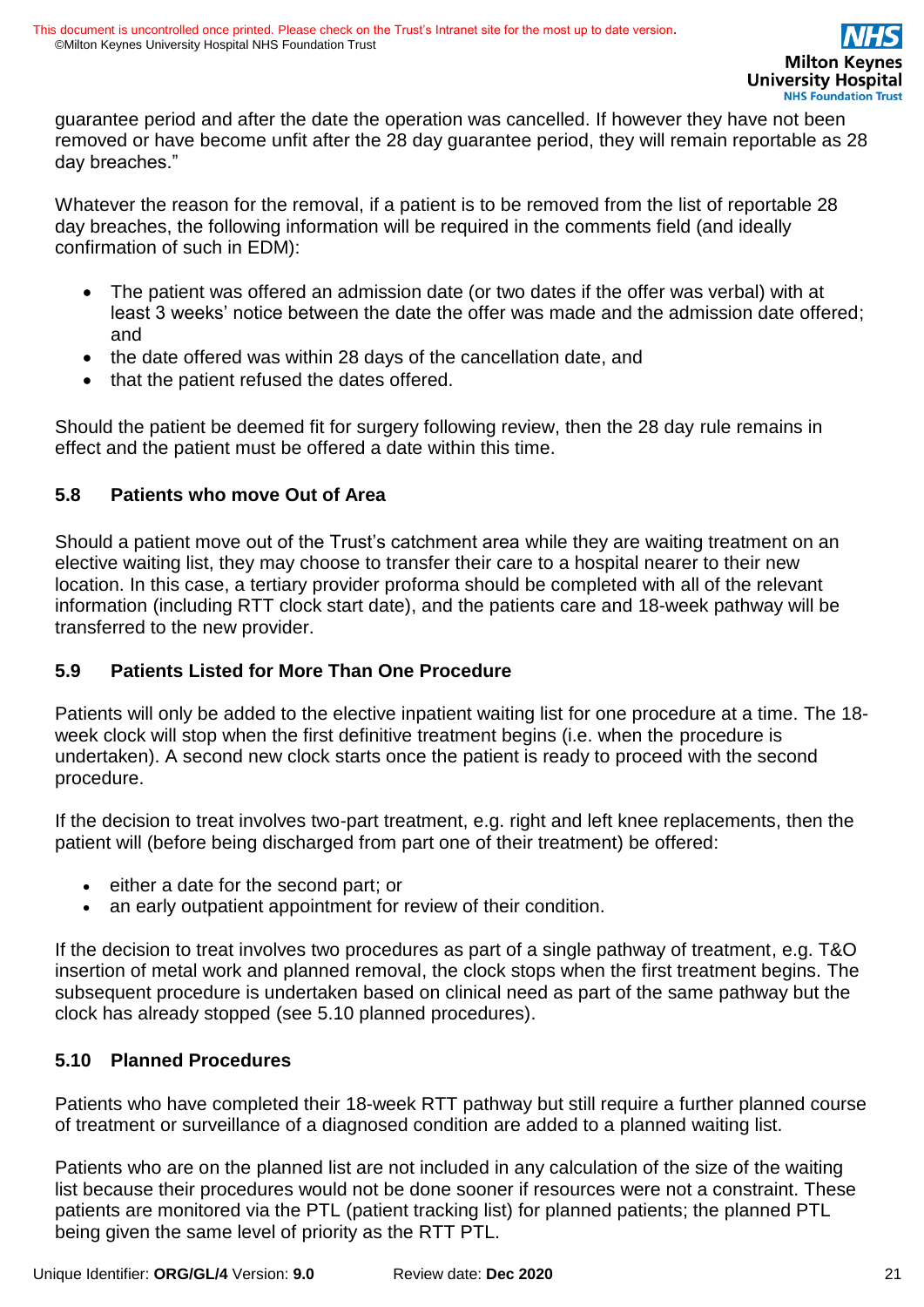guarantee period and after the date the operation was cancelled. If however they have not been removed or have become unfit after the 28 day guarantee period, they will remain reportable as 28 day breaches."

Whatever the reason for the removal, if a patient is to be removed from the list of reportable 28 day breaches, the following information will be required in the comments field (and ideally confirmation of such in EDM):

- The patient was offered an admission date (or two dates if the offer was verbal) with at least 3 weeks' notice between the date the offer was made and the admission date offered; and
- the date offered was within 28 days of the cancellation date, and
- that the patient refused the dates offered.

Should the patient be deemed fit for surgery following review, then the 28 day rule remains in effect and the patient must be offered a date within this time.

### 5.8 Patients who move Out of Area

Should a patient move out of the Trust's catchment area while they are waiting treatment on an elective waiting list, they may choose to transfer their care to a hospital nearer to their new location. In this case, a tertiary provider proforma should be completed with all of the relevant information (including RTT clock start date), and the patients care and 18-week pathway will be transferred to the new provider.

### 5.9 Patients Listed for More Than One Procedure

Patients will only be added to the elective inpatient waiting list for one procedure at a time. The 18-week clock will stop when the first definitive treatment begins (i.e. when the procedure is undertaken). A second new clock starts once the patient is ready to proceed with the second procedure.

If the decision to treat involves two-part treatment, e.g. right and left knee replacements, then the patient will (before being discharged from part one of their treatment) be offered:

- either a date for the second part; or
- an early outpatient appointment for review of their condition.

If the decision to treat involves two procedures as part of a single pathway of treatment, e.g. T&O insertion of metal work and planned removal, the clock stops when the first treatment begins. The subsequent procedure is undertaken based on clinical need as part of the same pathway but the clock has already stopped (see 5.10 planned procedures).

### 5.10 Planned Procedures

Patients who have completed their 18-week RTT pathway but still require a further planned course of treatment or surveillance of a diagnosed condition are added to a planned waiting list.

Patients who are on the planned list are not included in any calculation of the size of the waiting list because their procedures would not be done sooner if resources were not a constraint. These patients are monitored via the PTL (patient tracking list) for planned patients; the planned PTL being given the same level of priority as the RTT PTL.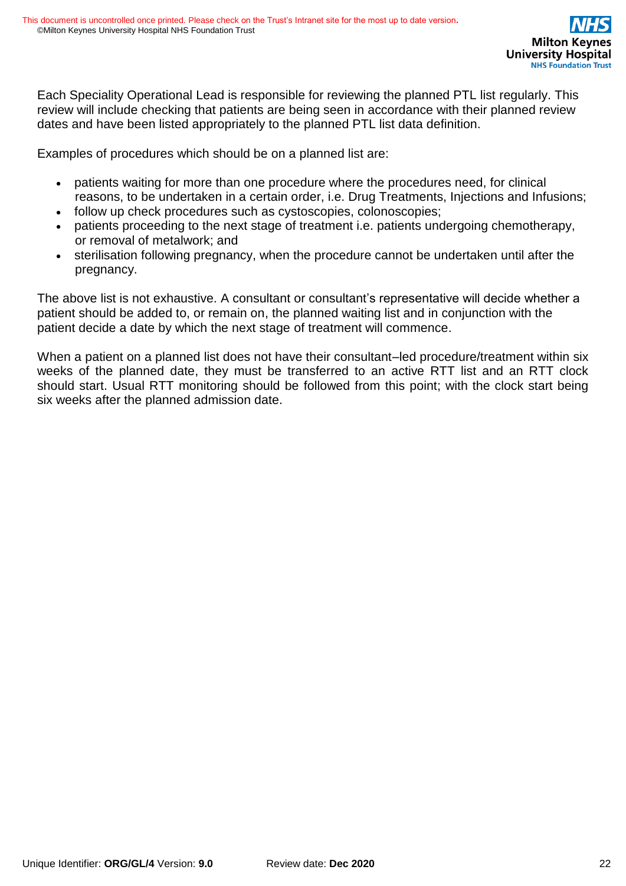Each Speciality Operational Lead is responsible for reviewing the planned PTL list regularly. This review will include checking that patients are being seen in accordance with their planned review dates and have been listed appropriately to the planned PTL list data definition.

Examples of procedures which should be on a planned list are:

- patients waiting for more than one procedure where the procedures need, for clinical reasons, to be undertaken in a certain order, i.e. Drug Treatments, Injections and Infusions;
- follow up check procedures such as cystoscopies, colonoscopies;
- patients proceeding to the next stage of treatment i.e. patients undergoing chemotherapy, or removal of metalwork; and
- sterilisation following pregnancy, when the procedure cannot be undertaken until after the pregnancy.

The above list is not exhaustive. A consultant or consultant's representative will decide whether a patient should be added to, or remain on, the planned waiting list and in conjunction with the patient decide a date by which the next stage of treatment will commence.

When a patient on a planned list does not have their consultant–led procedure/treatment within six weeks of the planned date, they must be transferred to an active RTT list and an RTT clock should start. Usual RTT monitoring should be followed from this point; with the clock start being six weeks after the planned admission date.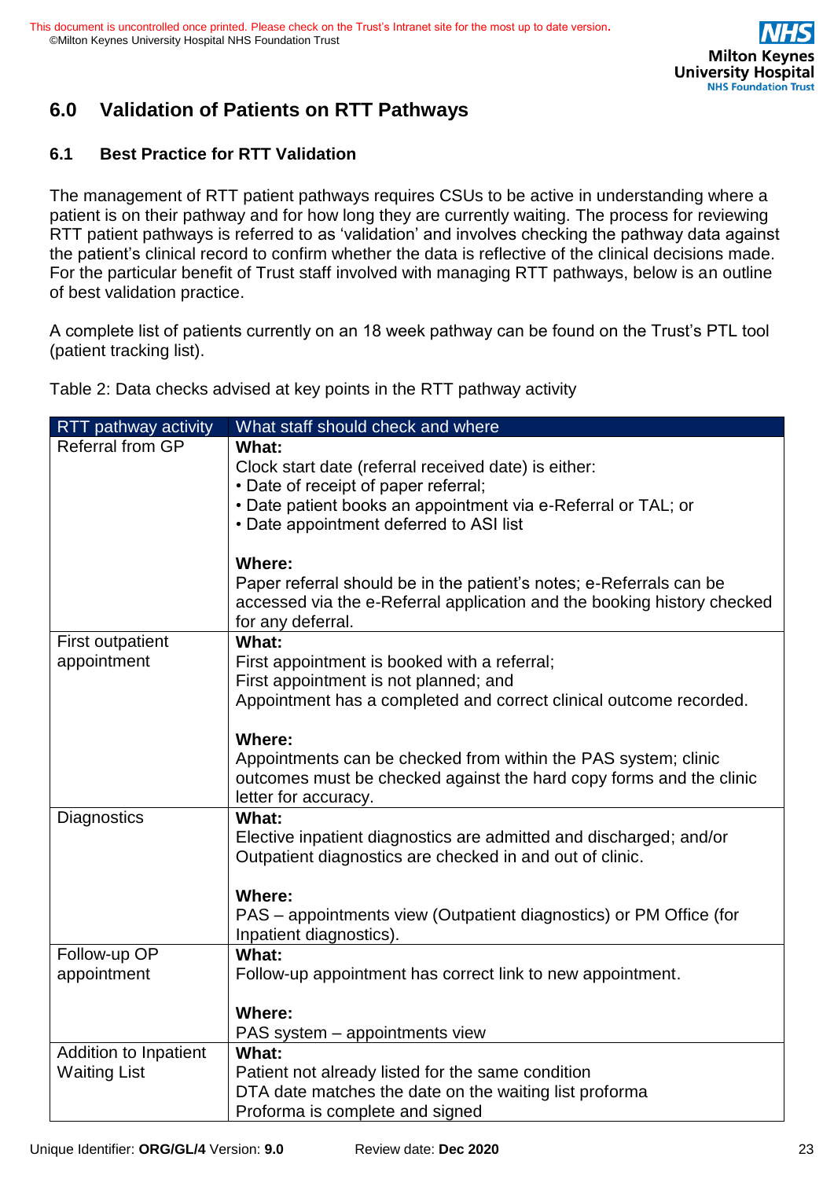## 6.0 Validation of Patients on RTT Pathways

### 6.1 Best Practice for RTT Validation

The management of RTT patient pathways requires CSUs to be active in understanding where a patient is on their pathway and for how long they are currently waiting. The process for reviewing RTT patient pathways is referred to as 'validation' and involves checking the pathway data against the patient's clinical record to confirm whether the data is reflective of the clinical decisions made. For the particular benefit of Trust staff involved with managing RTT pathways, below is an outline of best validation practice.

A complete list of patients currently on an 18 week pathway can be found on the Trust's PTL tool (patient tracking list).

Table 2: Data checks advised at key points in the RTT pathway activity

| RTT pathway activity | What staff should check and where |
|---|---|
| Referral from GP | **What:**<br>Clock start date (referral received date) is either:<br>• Date of receipt of paper referral;<br>• Date patient books an appointment via e-Referral or TAL; or<br>• Date appointment deferred to ASI list<br><br>**Where:**<br>Paper referral should be in the patient's notes; e-Referrals can be accessed via the e-Referral application and the booking history checked for any deferral. |
| First outpatient appointment | **What:**<br>First appointment is booked with a referral;<br>First appointment is not planned; and<br>Appointment has a completed and correct clinical outcome recorded.<br><br>**Where:**<br>Appointments can be checked from within the PAS system; clinic outcomes must be checked against the hard copy forms and the clinic letter for accuracy. |
| Diagnostics | **What:**<br>Elective inpatient diagnostics are admitted and discharged; and/or Outpatient diagnostics are checked in and out of clinic.<br><br>**Where:**<br>PAS – appointments view (Outpatient diagnostics) or PM Office (for Inpatient diagnostics). |
| Follow-up OP appointment | **What:**<br>Follow-up appointment has correct link to new appointment.<br><br>**Where:**<br>PAS system – appointments view |
| Addition to Inpatient Waiting List | **What:**<br>Patient not already listed for the same condition<br>DTA date matches the date on the waiting list proforma<br>Proforma is complete and signed |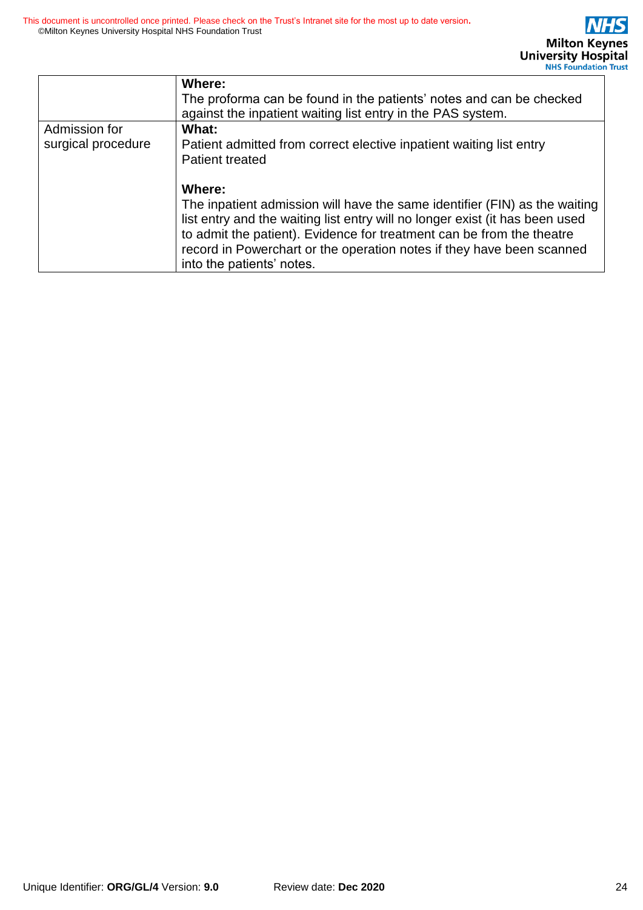| | |
|---|---|
| | **Where:**<br>The proforma can be found in the patients' notes and can be checked against the inpatient waiting list entry in the PAS system. |
| Admission for surgical procedure | **What:**<br>Patient admitted from correct elective inpatient waiting list entry<br>Patient treated<br><br>**Where:**<br>The inpatient admission will have the same identifier (FIN) as the waiting list entry and the waiting list entry will no longer exist (it has been used to admit the patient). Evidence for treatment can be from the theatre record in Powerchart or the operation notes if they have been scanned into the patients' notes. |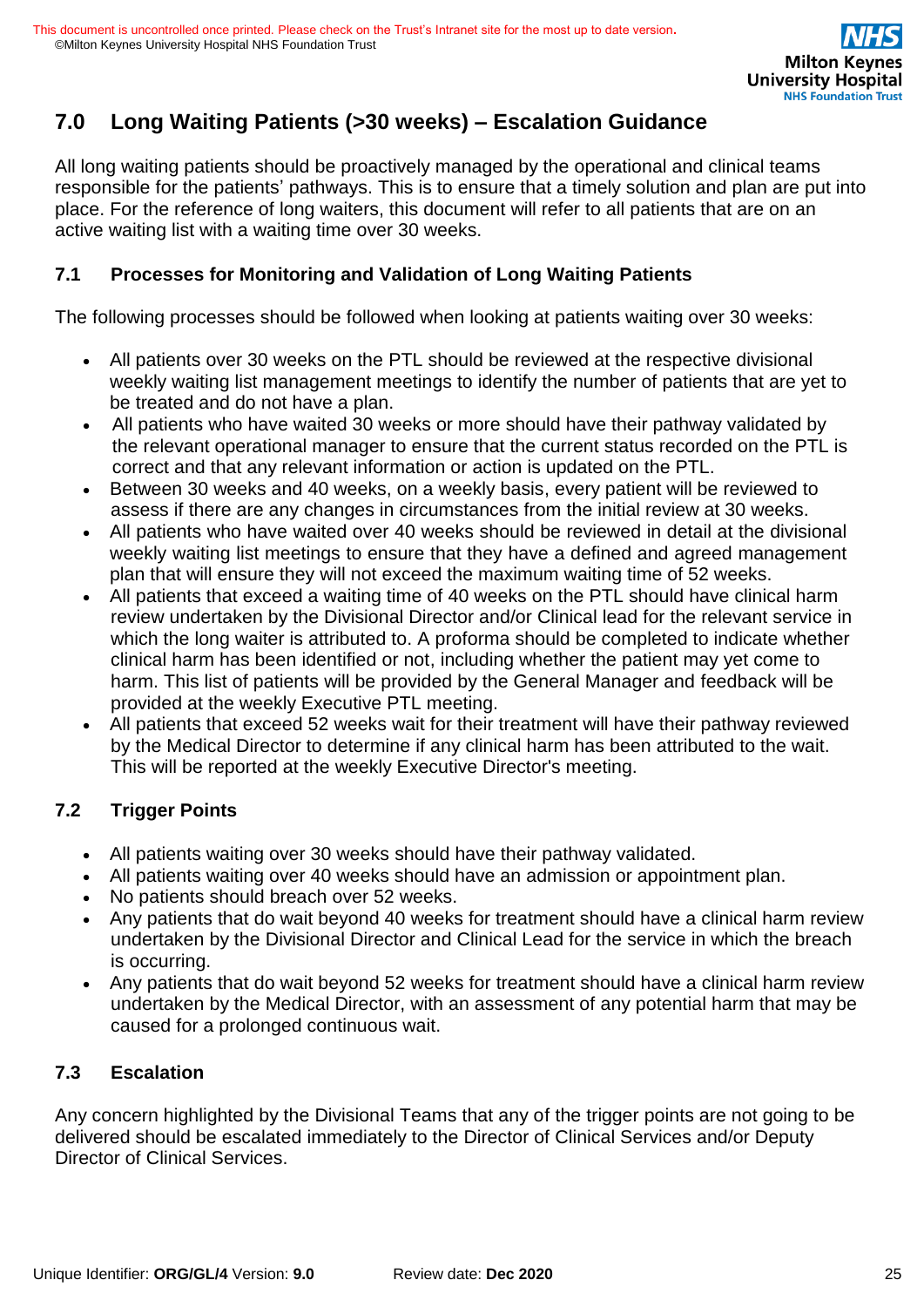## 7.0 Long Waiting Patients (>30 weeks) – Escalation Guidance

All long waiting patients should be proactively managed by the operational and clinical teams responsible for the patients' pathways. This is to ensure that a timely solution and plan are put into place. For the reference of long waiters, this document will refer to all patients that are on an active waiting list with a waiting time over 30 weeks.

### 7.1 Processes for Monitoring and Validation of Long Waiting Patients

The following processes should be followed when looking at patients waiting over 30 weeks:

- All patients over 30 weeks on the PTL should be reviewed at the respective divisional weekly waiting list management meetings to identify the number of patients that are yet to be treated and do not have a plan.
- All patients who have waited 30 weeks or more should have their pathway validated by the relevant operational manager to ensure that the current status recorded on the PTL is correct and that any relevant information or action is updated on the PTL.
- Between 30 weeks and 40 weeks, on a weekly basis, every patient will be reviewed to assess if there are any changes in circumstances from the initial review at 30 weeks.
- All patients who have waited over 40 weeks should be reviewed in detail at the divisional weekly waiting list meetings to ensure that they have a defined and agreed management plan that will ensure they will not exceed the maximum waiting time of 52 weeks.
- All patients that exceed a waiting time of 40 weeks on the PTL should have clinical harm review undertaken by the Divisional Director and/or Clinical lead for the relevant service in which the long waiter is attributed to. A proforma should be completed to indicate whether clinical harm has been identified or not, including whether the patient may yet come to harm. This list of patients will be provided by the General Manager and feedback will be provided at the weekly Executive PTL meeting.
- All patients that exceed 52 weeks wait for their treatment will have their pathway reviewed by the Medical Director to determine if any clinical harm has been attributed to the wait. This will be reported at the weekly Executive Director's meeting.

### 7.2 Trigger Points

- All patients waiting over 30 weeks should have their pathway validated.
- All patients waiting over 40 weeks should have an admission or appointment plan.
- No patients should breach over 52 weeks.
- Any patients that do wait beyond 40 weeks for treatment should have a clinical harm review undertaken by the Divisional Director and Clinical Lead for the service in which the breach is occurring.
- Any patients that do wait beyond 52 weeks for treatment should have a clinical harm review undertaken by the Medical Director, with an assessment of any potential harm that may be caused for a prolonged continuous wait.

### 7.3 Escalation

Any concern highlighted by the Divisional Teams that any of the trigger points are not going to be delivered should be escalated immediately to the Director of Clinical Services and/or Deputy Director of Clinical Services.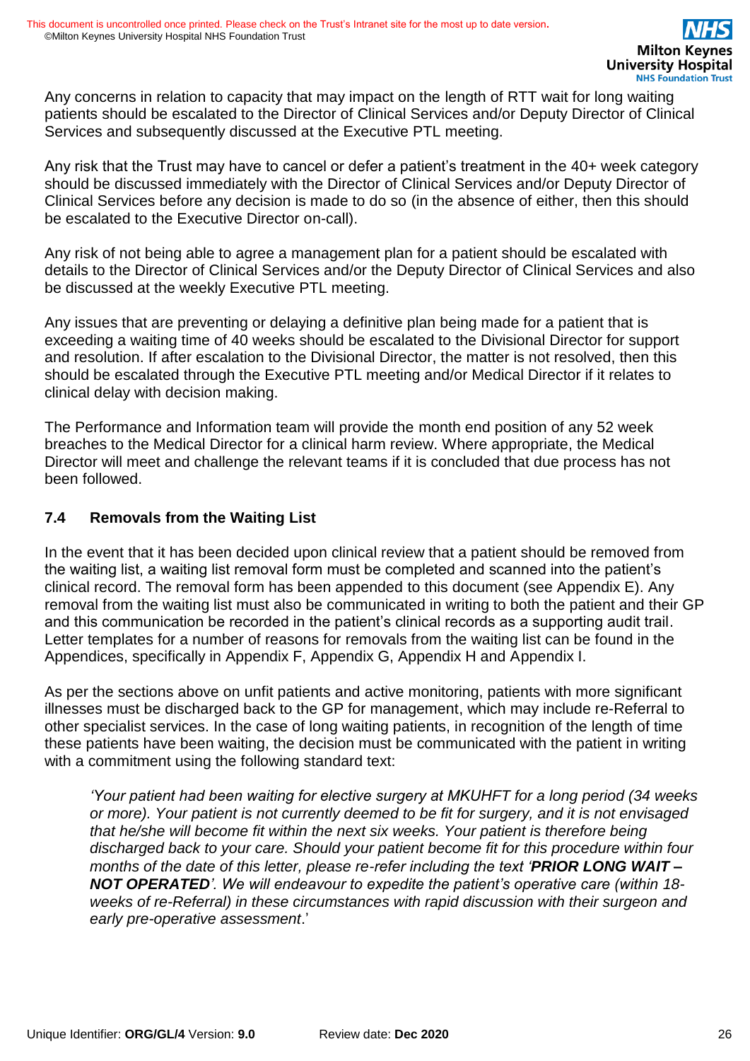Any concerns in relation to capacity that may impact on the length of RTT wait for long waiting patients should be escalated to the Director of Clinical Services and/or Deputy Director of Clinical Services and subsequently discussed at the Executive PTL meeting.

Any risk that the Trust may have to cancel or defer a patient's treatment in the 40+ week category should be discussed immediately with the Director of Clinical Services and/or Deputy Director of Clinical Services before any decision is made to do so (in the absence of either, then this should be escalated to the Executive Director on-call).

Any risk of not being able to agree a management plan for a patient should be escalated with details to the Director of Clinical Services and/or the Deputy Director of Clinical Services and also be discussed at the weekly Executive PTL meeting.

Any issues that are preventing or delaying a definitive plan being made for a patient that is exceeding a waiting time of 40 weeks should be escalated to the Divisional Director for support and resolution. If after escalation to the Divisional Director, the matter is not resolved, then this should be escalated through the Executive PTL meeting and/or Medical Director if it relates to clinical delay with decision making.

The Performance and Information team will provide the month end position of any 52 week breaches to the Medical Director for a clinical harm review. Where appropriate, the Medical Director will meet and challenge the relevant teams if it is concluded that due process has not been followed.

### 7.4 Removals from the Waiting List

In the event that it has been decided upon clinical review that a patient should be removed from the waiting list, a waiting list removal form must be completed and scanned into the patient's clinical record. The removal form has been appended to this document (see Appendix E). Any removal from the waiting list must also be communicated in writing to both the patient and their GP and this communication be recorded in the patient's clinical records as a supporting audit trail. Letter templates for a number of reasons for removals from the waiting list can be found in the Appendices, specifically in Appendix F, Appendix G, Appendix H and Appendix I.

As per the sections above on unfit patients and active monitoring, patients with more significant illnesses must be discharged back to the GP for management, which may include re-Referral to other specialist services. In the case of long waiting patients, in recognition of the length of time these patients have been waiting, the decision must be communicated with the patient in writing with a commitment using the following standard text:

> '*Your patient had been waiting for elective surgery at MKUHFT for a long period (34 weeks or more). Your patient is not currently deemed to be fit for surgery, and it is not envisaged that he/she will become fit within the next six weeks. Your patient is therefore being discharged back to your care. Should your patient become fit for this procedure within four months of the date of this letter, please re-refer including the text '**PRIOR LONG WAIT – NOT OPERATED**'. We will endeavour to expedite the patient's operative care (within 18-weeks of re-Referral) in these circumstances with rapid discussion with their surgeon and early pre-operative assessment*.'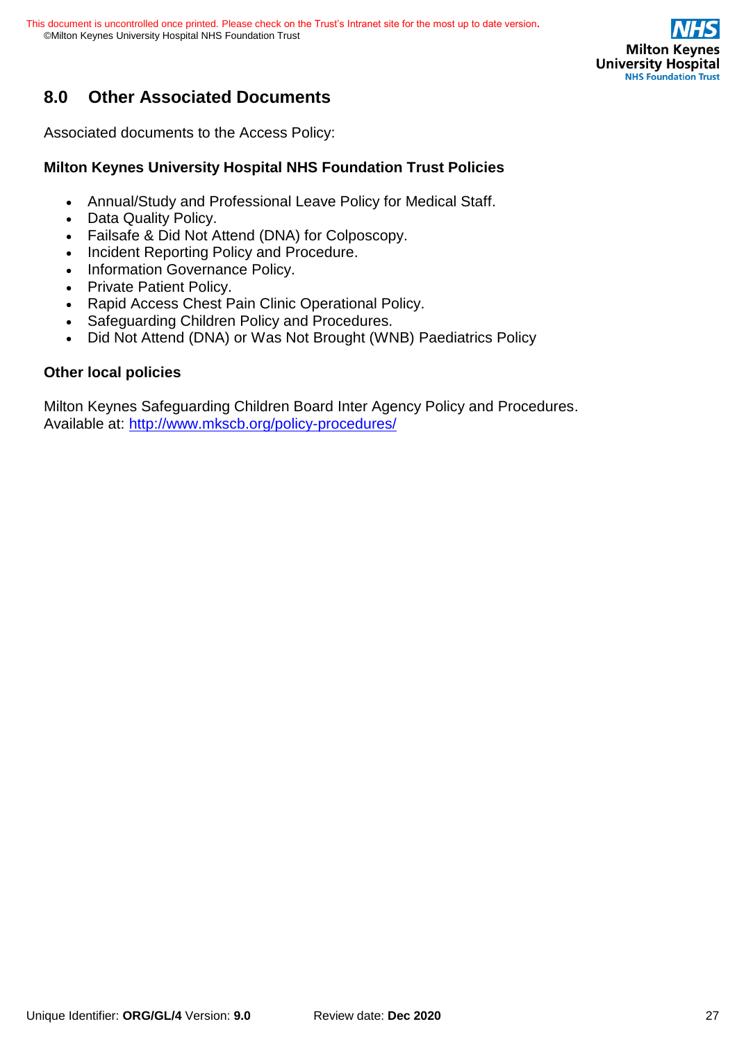## 8.0 Other Associated Documents

Associated documents to the Access Policy:

**Milton Keynes University Hospital NHS Foundation Trust Policies**

- Annual/Study and Professional Leave Policy for Medical Staff.
- Data Quality Policy.
- Failsafe & Did Not Attend (DNA) for Colposcopy.
- Incident Reporting Policy and Procedure.
- Information Governance Policy.
- Private Patient Policy.
- Rapid Access Chest Pain Clinic Operational Policy.
- Safeguarding Children Policy and Procedures.
- Did Not Attend (DNA) or Was Not Brought (WNB) Paediatrics Policy

**Other local policies**

Milton Keynes Safeguarding Children Board Inter Agency Policy and Procedures.
Available at: [http://www.mkscb.org/policy-procedures/](http://www.mkscb.org/policy-procedures/)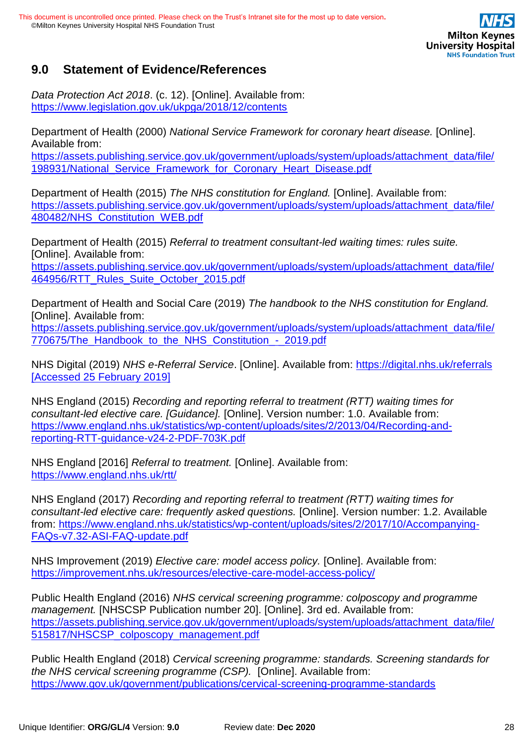## 9.0 Statement of Evidence/References

*Data Protection Act 2018*. (c. 12). [Online]. Available from: https://www.legislation.gov.uk/ukpga/2018/12/contents

Department of Health (2000) *National Service Framework for coronary heart disease.* [Online]. Available from: https://assets.publishing.service.gov.uk/government/uploads/system/uploads/attachment_data/file/198931/National_Service_Framework_for_Coronary_Heart_Disease.pdf

Department of Health (2015) *The NHS constitution for England.* [Online]. Available from: https://assets.publishing.service.gov.uk/government/uploads/system/uploads/attachment_data/file/480482/NHS_Constitution_WEB.pdf

Department of Health (2015) *Referral to treatment consultant-led waiting times: rules suite.* [Online]. Available from: https://assets.publishing.service.gov.uk/government/uploads/system/uploads/attachment_data/file/464956/RTT_Rules_Suite_October_2015.pdf

Department of Health and Social Care (2019) *The handbook to the NHS constitution for England.* [Online]. Available from: https://assets.publishing.service.gov.uk/government/uploads/system/uploads/attachment_data/file/770675/The_Handbook_to_the_NHS_Constitution_-_2019.pdf

NHS Digital (2019) *NHS e-Referral Service*. [Online]. Available from: https://digital.nhs.uk/referrals [Accessed 25 February 2019]

NHS England (2015) *Recording and reporting referral to treatment (RTT) waiting times for consultant-led elective care. [Guidance].* [Online]. Version number: 1.0. Available from: https://www.england.nhs.uk/statistics/wp-content/uploads/sites/2/2013/04/Recording-and-reporting-RTT-guidance-v24-2-PDF-703K.pdf

NHS England [2016] *Referral to treatment.* [Online]. Available from: https://www.england.nhs.uk/rtt/

NHS England (2017) *Recording and reporting referral to treatment (RTT) waiting times for consultant-led elective care: frequently asked questions.* [Online]. Version number: 1.2. Available from: https://www.england.nhs.uk/statistics/wp-content/uploads/sites/2/2017/10/Accompanying-FAQs-v7.32-ASI-FAQ-update.pdf

NHS Improvement (2019) *Elective care: model access policy.* [Online]. Available from: https://improvement.nhs.uk/resources/elective-care-model-access-policy/

Public Health England (2016) *NHS cervical screening programme: colposcopy and programme management.* [NHSCSP Publication number 20]. [Online]. 3rd ed. Available from: https://assets.publishing.service.gov.uk/government/uploads/system/uploads/attachment_data/file/515817/NHSCSP_colposcopy_management.pdf

Public Health England (2018) *Cervical screening programme: standards. Screening standards for the NHS cervical screening programme (CSP).* [Online]. Available from: https://www.gov.uk/government/publications/cervical-screening-programme-standards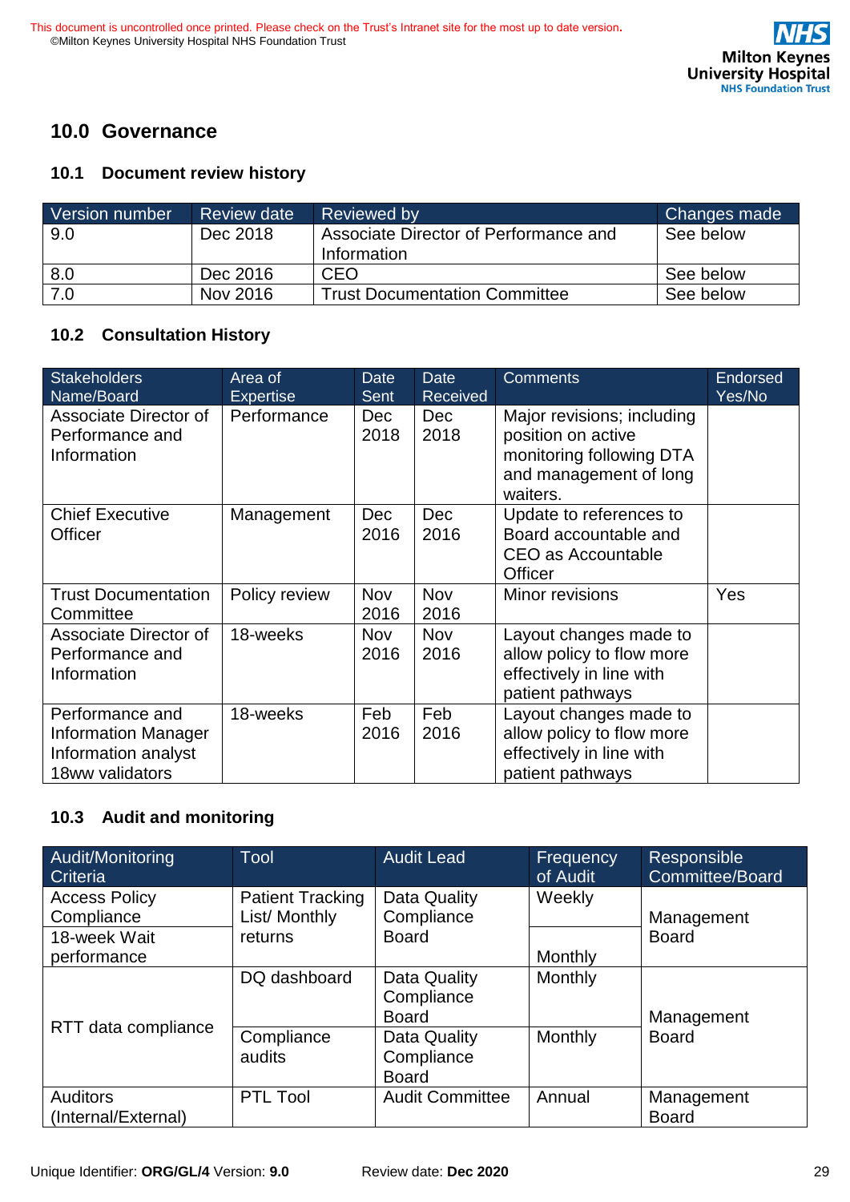## 10.0 Governance

### 10.1 Document review history

| Version number | Review date | Reviewed by | Changes made |
|---|---|---|---|
| 9.0 | Dec 2018 | Associate Director of Performance and Information | See below |
| 8.0 | Dec 2016 | CEO | See below |
| 7.0 | Nov 2016 | Trust Documentation Committee | See below |

### 10.2 Consultation History

| Stakeholders Name/Board | Area of Expertise | Date Sent | Date Received | Comments | Endorsed Yes/No |
|---|---|---|---|---|---|
| Associate Director of Performance and Information | Performance | Dec 2018 | Dec 2018 | Major revisions; including position on active monitoring following DTA and management of long waiters. | |
| Chief Executive Officer | Management | Dec 2016 | Dec 2016 | Update to references to Board accountable and CEO as Accountable Officer | |
| Trust Documentation Committee | Policy review | Nov 2016 | Nov 2016 | Minor revisions | Yes |
| Associate Director of Performance and Information | 18-weeks | Nov 2016 | Nov 2016 | Layout changes made to allow policy to flow more effectively in line with patient pathways | |
| Performance and Information Manager Information analyst 18ww validators | 18-weeks | Feb 2016 | Feb 2016 | Layout changes made to allow policy to flow more effectively in line with patient pathways | |

### 10.3 Audit and monitoring

| Audit/Monitoring Criteria | Tool | Audit Lead | Frequency of Audit | Responsible Committee/Board |
|---|---|---|---|---|
| Access Policy Compliance | Patient Tracking List/ Monthly returns | Data Quality Compliance Board | Weekly | Management Board |
| 18-week Wait performance | | | Monthly | |
| RTT data compliance | DQ dashboard | Data Quality Compliance Board | Monthly | Management Board |
| | Compliance audits | Data Quality Compliance Board | Monthly | |
| Auditors (Internal/External) | PTL Tool | Audit Committee | Annual | Management Board |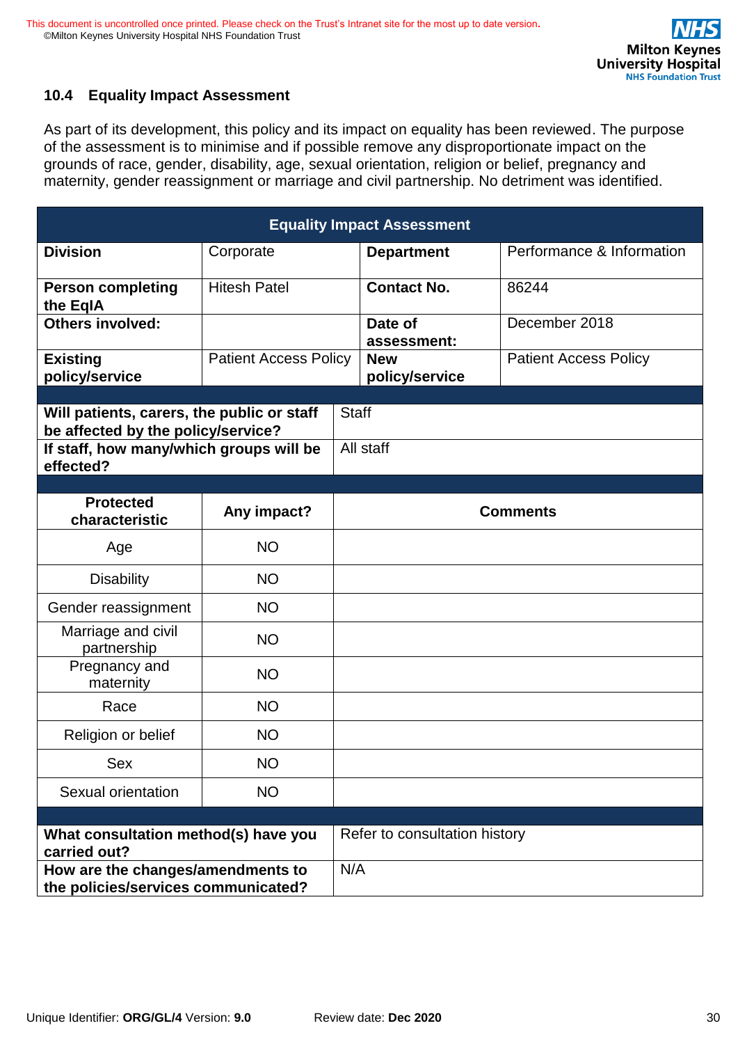### 10.4 Equality Impact Assessment

As part of its development, this policy and its impact on equality has been reviewed. The purpose of the assessment is to minimise and if possible remove any disproportionate impact on the grounds of race, gender, disability, age, sexual orientation, religion or belief, pregnancy and maternity, gender reassignment or marriage and civil partnership. No detriment was identified.

| Equality Impact Assessment | | | |
|---|---|---|---|
| **Division** | Corporate | **Department** | Performance & Information |
| **Person completing the EqIA** | Hitesh Patel | **Contact No.** | 86244 |
| **Others involved:** | | **Date of assessment:** | December 2018 |
| **Existing policy/service** | Patient Access Policy | **New policy/service** | Patient Access Policy |

| | |
|---|---|
| **Will patients, carers, the public or staff be affected by the policy/service?** | Staff |
| **If staff, how many/which groups will be effected?** | All staff |

| Protected characteristic | Any impact? | Comments |
|---|---|---|
| Age | NO | |
| Disability | NO | |
| Gender reassignment | NO | |
| Marriage and civil partnership | NO | |
| Pregnancy and maternity | NO | |
| Race | NO | |
| Religion or belief | NO | |
| Sex | NO | |
| Sexual orientation | NO | |

| | |
|---|---|
| **What consultation method(s) have you carried out?** | Refer to consultation history |
| **How are the changes/amendments to the policies/services communicated?** | N/A |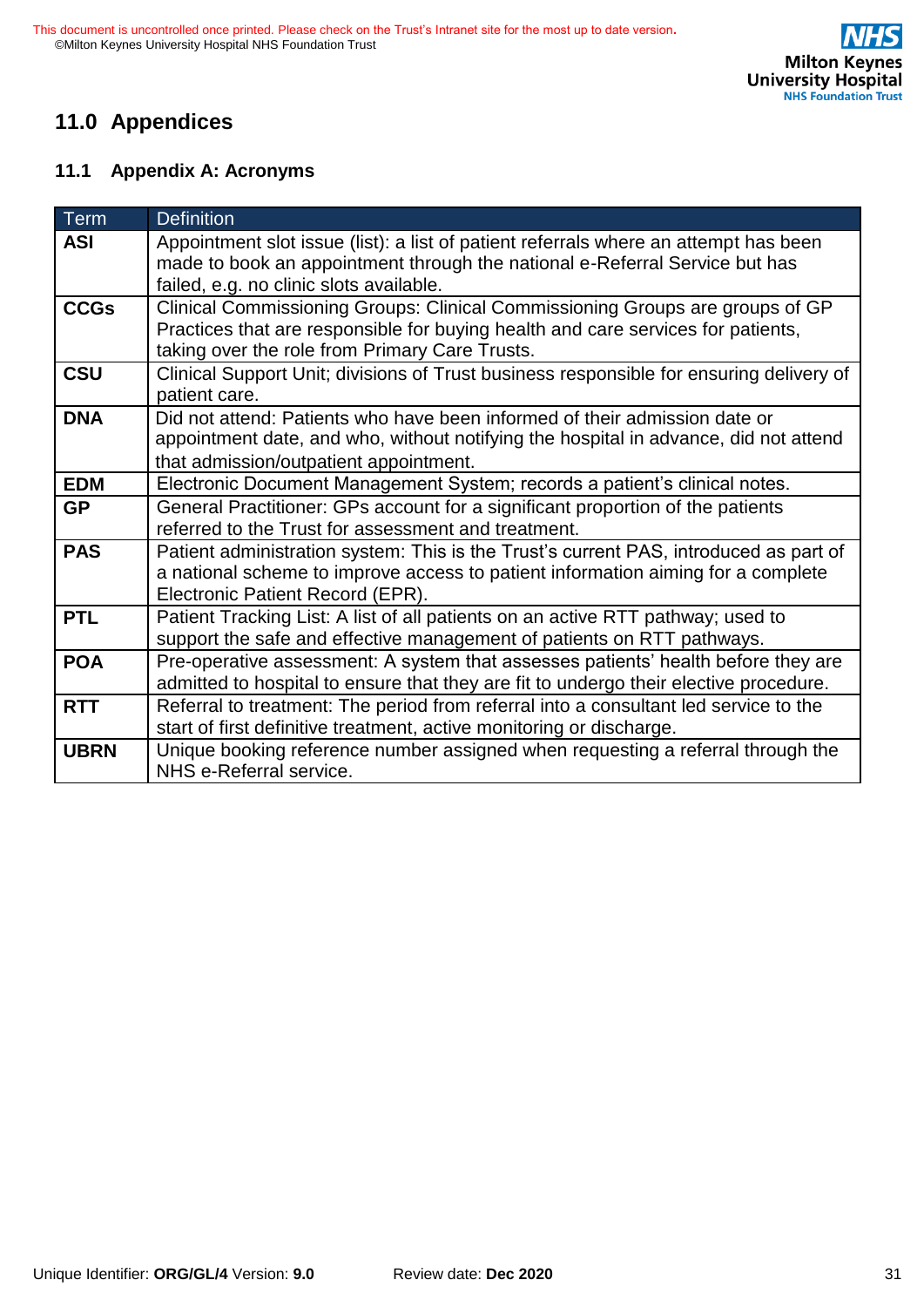## 11.0 Appendices

### 11.1 Appendix A: Acronyms

| Term | Definition |
|---|---|
| **ASI** | Appointment slot issue (list): a list of patient referrals where an attempt has been made to book an appointment through the national e-Referral Service but has failed, e.g. no clinic slots available. |
| **CCGs** | Clinical Commissioning Groups: Clinical Commissioning Groups are groups of GP Practices that are responsible for buying health and care services for patients, taking over the role from Primary Care Trusts. |
| **CSU** | Clinical Support Unit; divisions of Trust business responsible for ensuring delivery of patient care. |
| **DNA** | Did not attend: Patients who have been informed of their admission date or appointment date, and who, without notifying the hospital in advance, did not attend that admission/outpatient appointment. |
| **EDM** | Electronic Document Management System; records a patient's clinical notes. |
| **GP** | General Practitioner: GPs account for a significant proportion of the patients referred to the Trust for assessment and treatment. |
| **PAS** | Patient administration system: This is the Trust's current PAS, introduced as part of a national scheme to improve access to patient information aiming for a complete Electronic Patient Record (EPR). |
| **PTL** | Patient Tracking List: A list of all patients on an active RTT pathway; used to support the safe and effective management of patients on RTT pathways. |
| **POA** | Pre-operative assessment: A system that assesses patients' health before they are admitted to hospital to ensure that they are fit to undergo their elective procedure. |
| **RTT** | Referral to treatment: The period from referral into a consultant led service to the start of first definitive treatment, active monitoring or discharge. |
| **UBRN** | Unique booking reference number assigned when requesting a referral through the NHS e-Referral service. |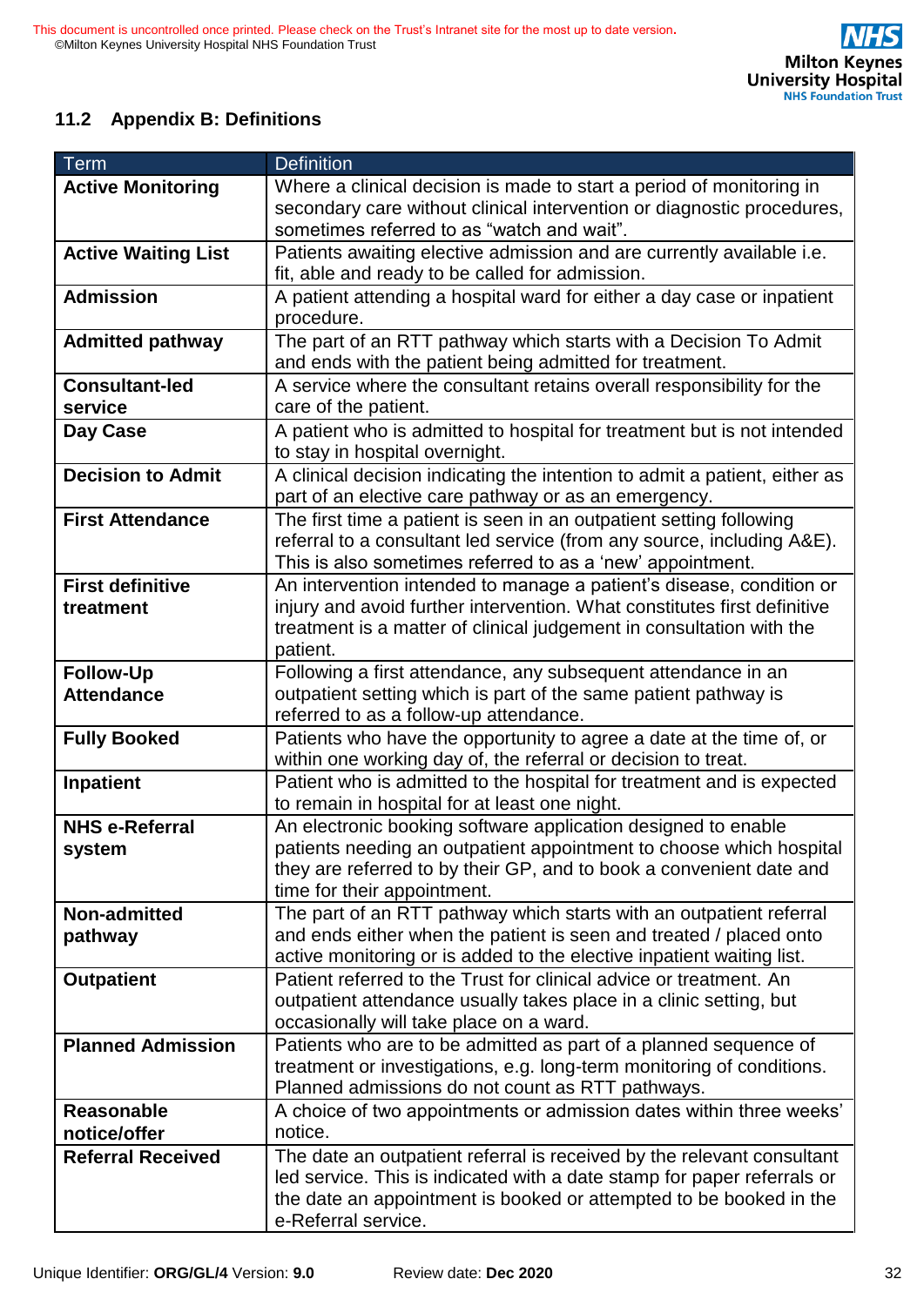### 11.2 Appendix B: Definitions

| Term | Definition |
|---|---|
| **Active Monitoring** | Where a clinical decision is made to start a period of monitoring in secondary care without clinical intervention or diagnostic procedures, sometimes referred to as “watch and wait”. |
| **Active Waiting List** | Patients awaiting elective admission and are currently available i.e. fit, able and ready to be called for admission. |
| **Admission** | A patient attending a hospital ward for either a day case or inpatient procedure. |
| **Admitted pathway** | The part of an RTT pathway which starts with a Decision To Admit and ends with the patient being admitted for treatment. |
| **Consultant-led service** | A service where the consultant retains overall responsibility for the care of the patient. |
| **Day Case** | A patient who is admitted to hospital for treatment but is not intended to stay in hospital overnight. |
| **Decision to Admit** | A clinical decision indicating the intention to admit a patient, either as part of an elective care pathway or as an emergency. |
| **First Attendance** | The first time a patient is seen in an outpatient setting following referral to a consultant led service (from any source, including A&E). This is also sometimes referred to as a ‘new’ appointment. |
| **First definitive treatment** | An intervention intended to manage a patient’s disease, condition or injury and avoid further intervention. What constitutes first definitive treatment is a matter of clinical judgement in consultation with the patient. |
| **Follow-Up Attendance** | Following a first attendance, any subsequent attendance in an outpatient setting which is part of the same patient pathway is referred to as a follow-up attendance. |
| **Fully Booked** | Patients who have the opportunity to agree a date at the time of, or within one working day of, the referral or decision to treat. |
| **Inpatient** | Patient who is admitted to the hospital for treatment and is expected to remain in hospital for at least one night. |
| **NHS e-Referral system** | An electronic booking software application designed to enable patients needing an outpatient appointment to choose which hospital they are referred to by their GP, and to book a convenient date and time for their appointment. |
| **Non-admitted pathway** | The part of an RTT pathway which starts with an outpatient referral and ends either when the patient is seen and treated / placed onto active monitoring or is added to the elective inpatient waiting list. |
| **Outpatient** | Patient referred to the Trust for clinical advice or treatment. An outpatient attendance usually takes place in a clinic setting, but occasionally will take place on a ward. |
| **Planned Admission** | Patients who are to be admitted as part of a planned sequence of treatment or investigations, e.g. long-term monitoring of conditions. Planned admissions do not count as RTT pathways. |
| **Reasonable notice/offer** | A choice of two appointments or admission dates within three weeks’ notice. |
| **Referral Received** | The date an outpatient referral is received by the relevant consultant led service. This is indicated with a date stamp for paper referrals or the date an appointment is booked or attempted to be booked in the e-Referral service. |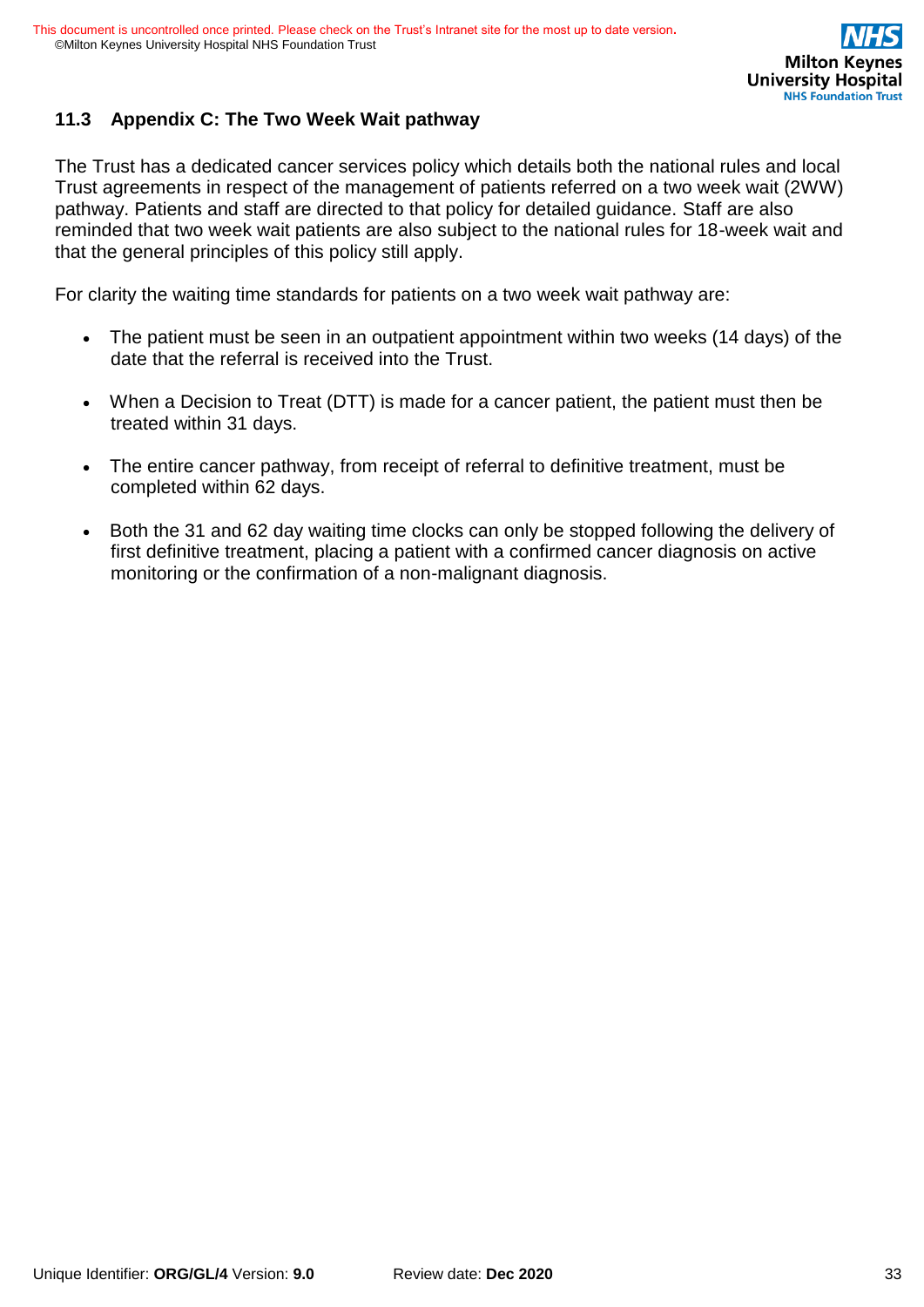### 11.3 Appendix C: The Two Week Wait pathway

The Trust has a dedicated cancer services policy which details both the national rules and local Trust agreements in respect of the management of patients referred on a two week wait (2WW) pathway. Patients and staff are directed to that policy for detailed guidance. Staff are also reminded that two week wait patients are also subject to the national rules for 18-week wait and that the general principles of this policy still apply.

For clarity the waiting time standards for patients on a two week wait pathway are:

- The patient must be seen in an outpatient appointment within two weeks (14 days) of the date that the referral is received into the Trust.
- When a Decision to Treat (DTT) is made for a cancer patient, the patient must then be treated within 31 days.
- The entire cancer pathway, from receipt of referral to definitive treatment, must be completed within 62 days.
- Both the 31 and 62 day waiting time clocks can only be stopped following the delivery of first definitive treatment, placing a patient with a confirmed cancer diagnosis on active monitoring or the confirmation of a non-malignant diagnosis.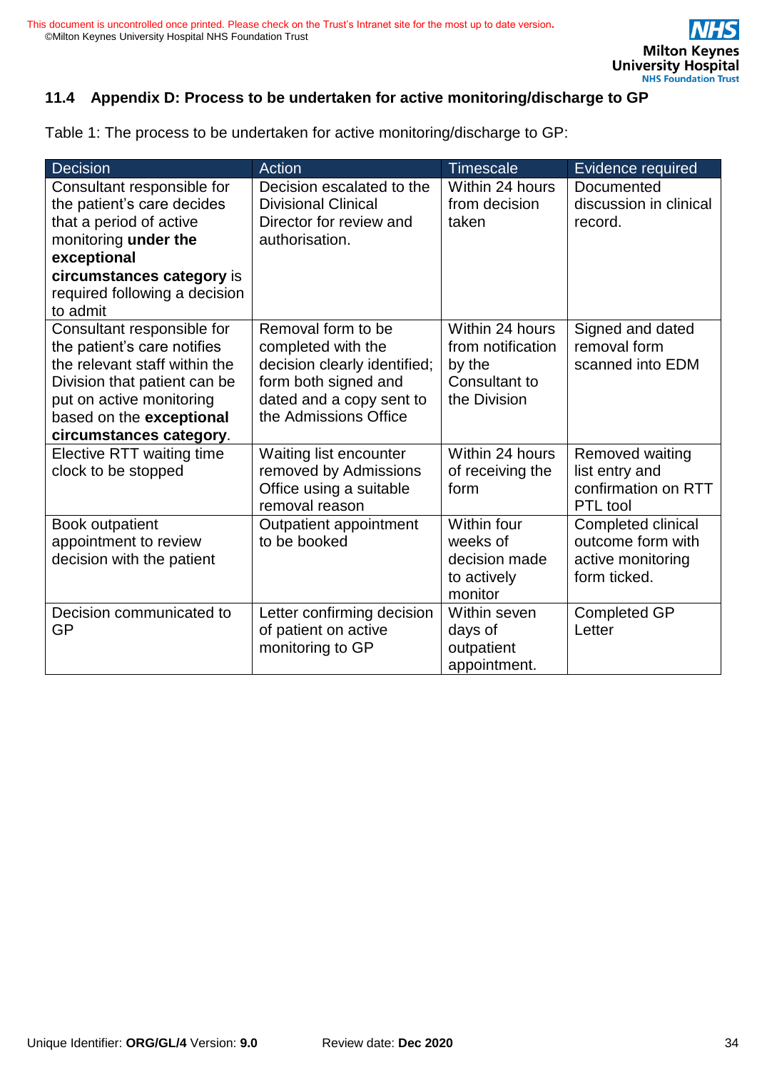### 11.4 Appendix D: Process to be undertaken for active monitoring/discharge to GP

Table 1: The process to be undertaken for active monitoring/discharge to GP:

| Decision | Action | Timescale | Evidence required |
|---|---|---|---|
| Consultant responsible for the patient's care decides that a period of active monitoring **under the exceptional circumstances category** is required following a decision to admit | Decision escalated to the Divisional Clinical Director for review and authorisation. | Within 24 hours from decision taken | Documented discussion in clinical record. |
| Consultant responsible for the patient's care notifies the relevant staff within the Division that patient can be put on active monitoring based on the **exceptional circumstances category**. | Removal form to be completed with the decision clearly identified; form both signed and dated and a copy sent to the Admissions Office | Within 24 hours from notification by the Consultant to the Division | Signed and dated removal form scanned into EDM |
| Elective RTT waiting time clock to be stopped | Waiting list encounter removed by Admissions Office using a suitable removal reason | Within 24 hours of receiving the form | Removed waiting list entry and confirmation on RTT PTL tool |
| Book outpatient appointment to review decision with the patient | Outpatient appointment to be booked | Within four weeks of decision made to actively monitor | Completed clinical outcome form with active monitoring form ticked. |
| Decision communicated to GP | Letter confirming decision of patient on active monitoring to GP | Within seven days of outpatient appointment. | Completed GP Letter |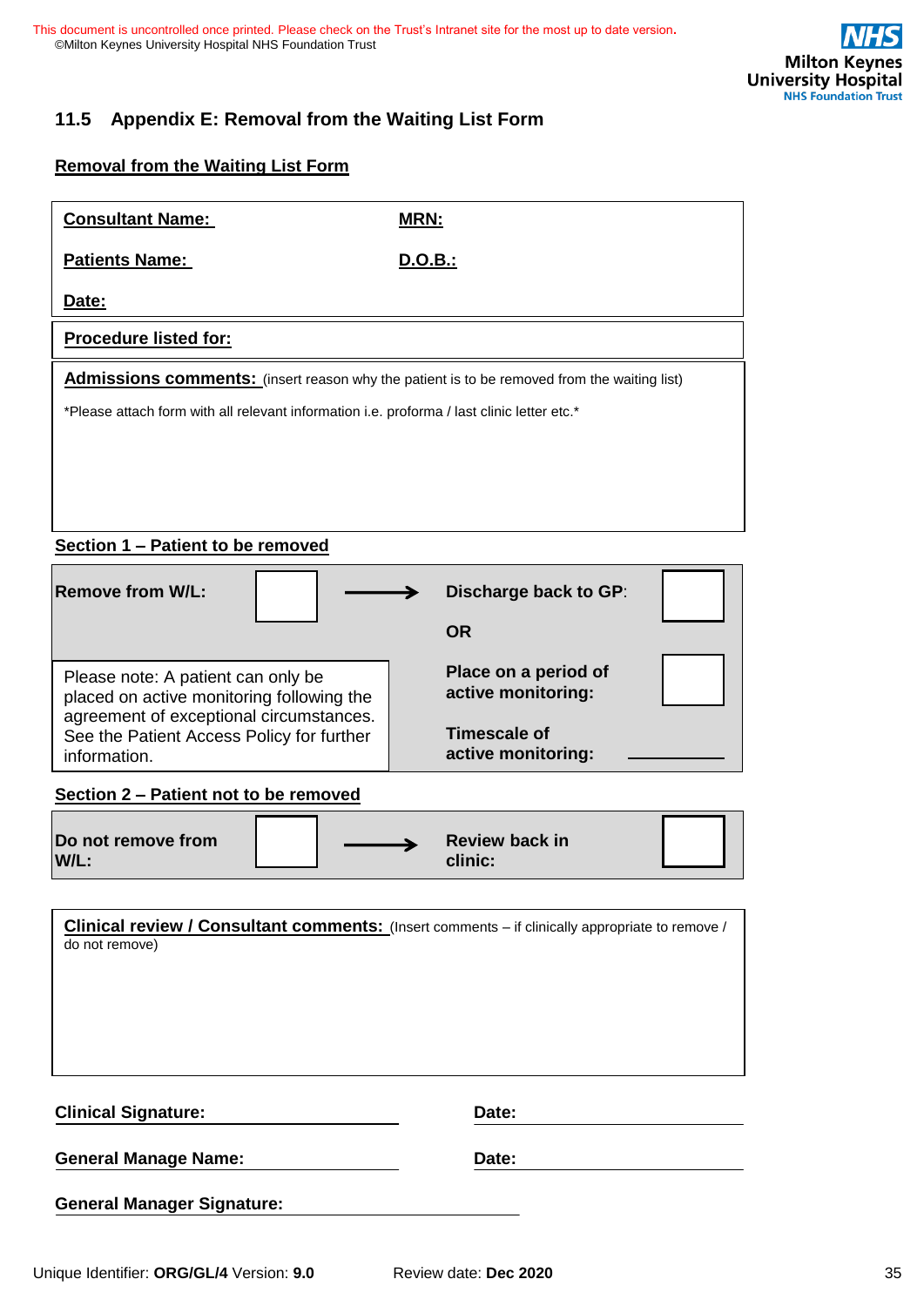## 11.5 Appendix E: Removal from the Waiting List Form

**Removal from the Waiting List Form**

| | |
|---|---|
| **Consultant Name:** | **MRN:** |
| **Patients Name:** | **D.O.B.:** |
| **Date:** | |

**Procedure listed for:**

**Admissions comments:** (insert reason why the patient is to be removed from the waiting list)

*Please attach form with all relevant information i.e. proforma / last clinic letter etc.*

**Section 1 – Patient to be removed**

| | | | | |
|---|---|---|---|---|
| **Remove from W/L:** | ☐ | → | **Discharge back to GP:** | ☐ |
| | | | **OR** | |
| Please note: A patient can only be placed on active monitoring following the agreement of exceptional circumstances. See the Patient Access Policy for further information. | | | **Place on a period of active monitoring:** | ☐ |
| | | | **Timescale of active monitoring:** | ______ |

**Section 2 – Patient not to be removed**

| | | | | |
|---|---|---|---|---|
| **Do not remove from W/L:** | ☐ | → | **Review back in clinic:** | ☐ |

**Clinical review / Consultant comments:** (Insert comments – if clinically appropriate to remove / do not remove)

**Clinical Signature:** ______________________ **Date:** ______________________

**General Manage Name:** ______________________ **Date:** ______________________

**General Manager Signature:** ______________________

Unique Identifier: **ORG/GL/4** Version: **9.0** Review date: **Dec 2020**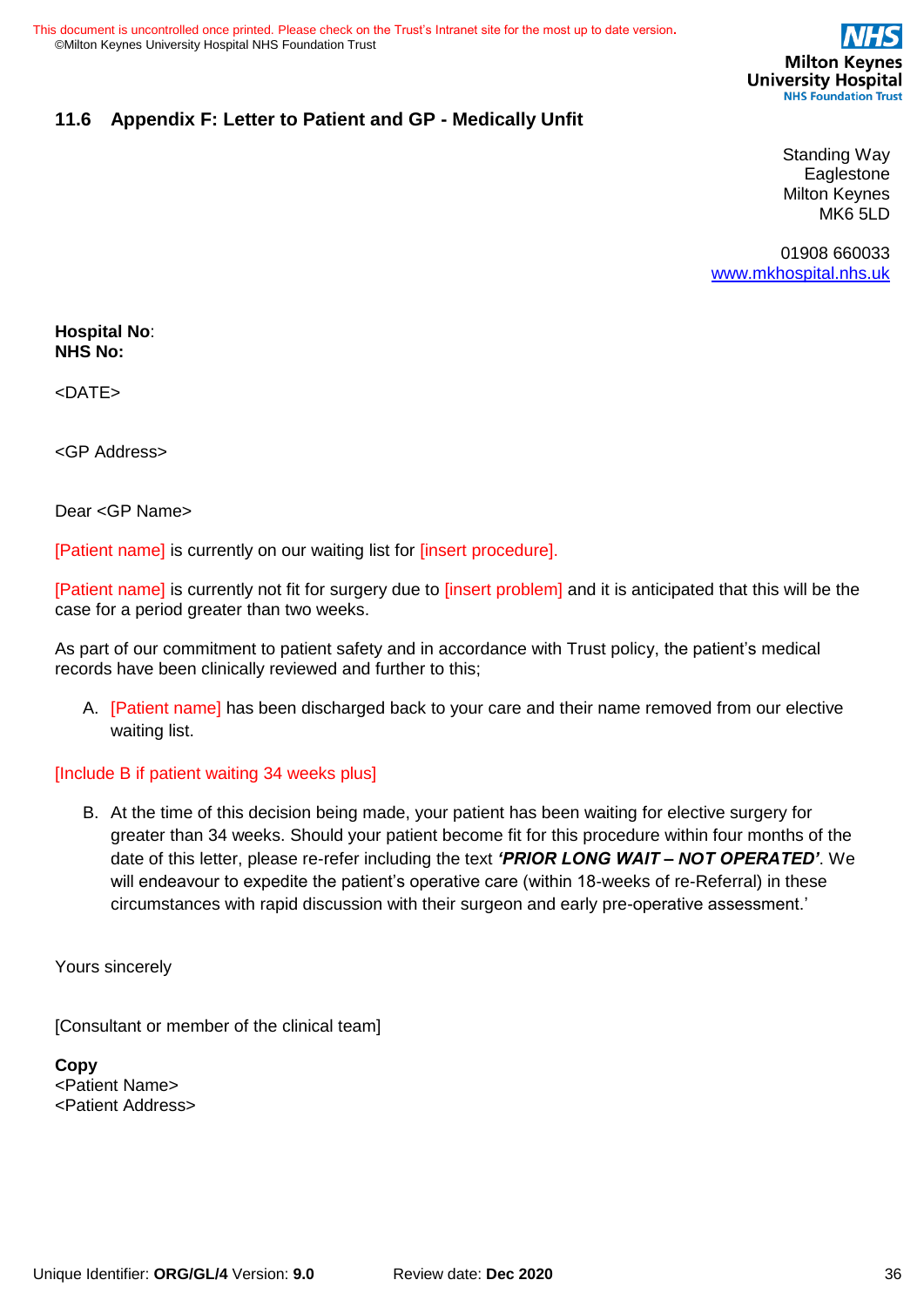## 11.6 Appendix F: Letter to Patient and GP - Medically Unfit

Standing Way
Eaglestone
Milton Keynes
MK6 5LD

01908 660033
www.mkhospital.nhs.uk

**Hospital No**:
**NHS No:**

<DATE>

<GP Address>

Dear <GP Name>

[Patient name] is currently on our waiting list for [insert procedure].

[Patient name] is currently not fit for surgery due to [insert problem] and it is anticipated that this will be the case for a period greater than two weeks.

As part of our commitment to patient safety and in accordance with Trust policy, the patient's medical records have been clinically reviewed and further to this;

A. [Patient name] has been discharged back to your care and their name removed from our elective waiting list.

[Include B if patient waiting 34 weeks plus]

B. At the time of this decision being made, your patient has been waiting for elective surgery for greater than 34 weeks. Should your patient become fit for this procedure within four months of the date of this letter, please re-refer including the text ***'PRIOR LONG WAIT – NOT OPERATED'***. We will endeavour to expedite the patient's operative care (within 18-weeks of re-Referral) in these circumstances with rapid discussion with their surgeon and early pre-operative assessment.'

Yours sincerely

[Consultant or member of the clinical team]

**Copy**
<Patient Name>
<Patient Address>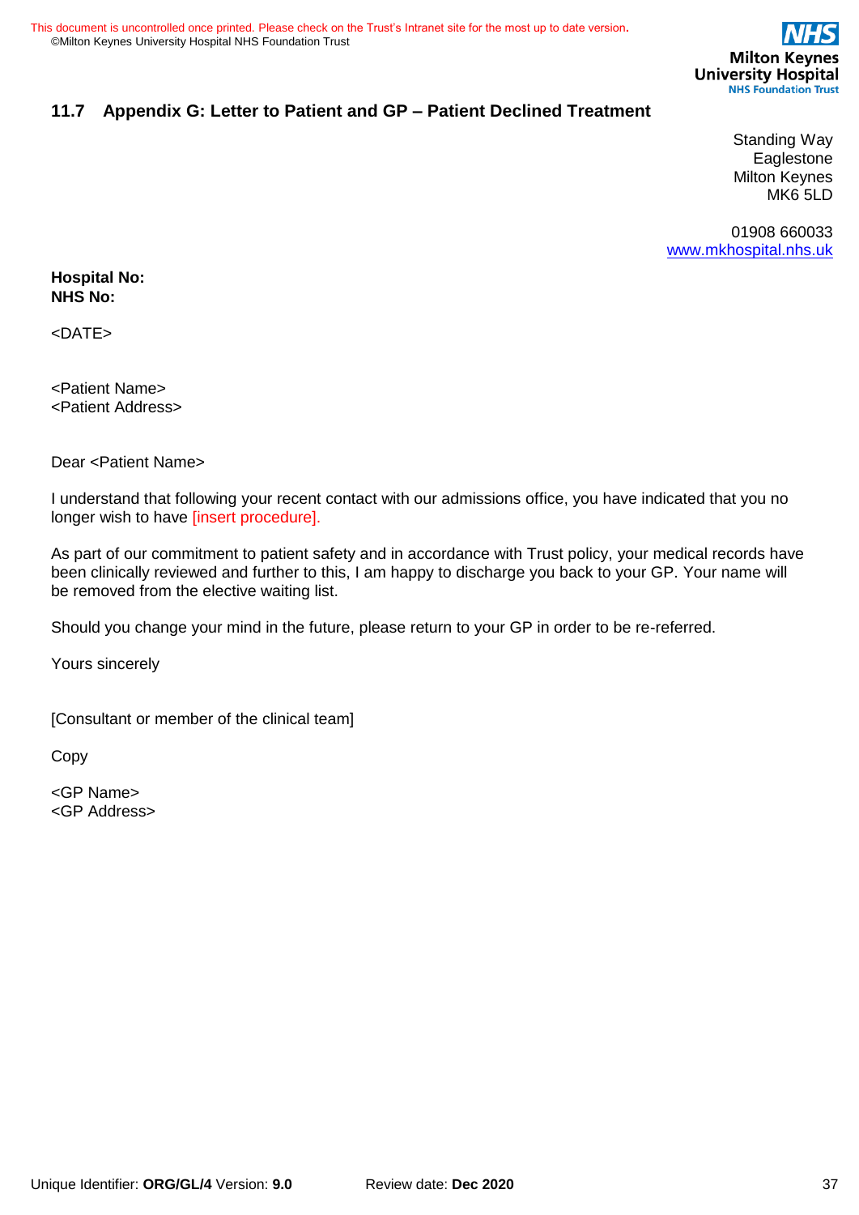## 11.7 Appendix G: Letter to Patient and GP – Patient Declined Treatment

Standing Way
Eaglestone
Milton Keynes
MK6 5LD

01908 660033
www.mkhospital.nhs.uk

**Hospital No:**
**NHS No:**

<DATE>

<Patient Name>
<Patient Address>

Dear <Patient Name>

I understand that following your recent contact with our admissions office, you have indicated that you no longer wish to have [insert procedure].

As part of our commitment to patient safety and in accordance with Trust policy, your medical records have been clinically reviewed and further to this, I am happy to discharge you back to your GP. Your name will be removed from the elective waiting list.

Should you change your mind in the future, please return to your GP in order to be re-referred.

Yours sincerely

[Consultant or member of the clinical team]

Copy

<GP Name>
<GP Address>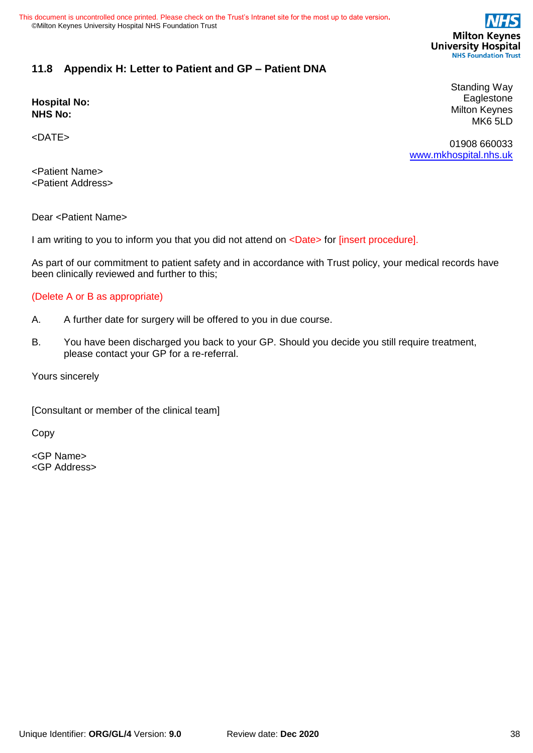## 11.8 Appendix H: Letter to Patient and GP – Patient DNA

Standing Way
Eaglestone
Milton Keynes
MK6 5LD

01908 660033
www.mkhospital.nhs.uk

**Hospital No:**
**NHS No:**

<DATE>

<Patient Name>
<Patient Address>

Dear <Patient Name>

I am writing to you to inform you that you did not attend on <Date> for [insert procedure].

As part of our commitment to patient safety and in accordance with Trust policy, your medical records have been clinically reviewed and further to this;

(Delete A or B as appropriate)

A. A further date for surgery will be offered to you in due course.

B. You have been discharged you back to your GP. Should you decide you still require treatment, please contact your GP for a re-referral.

Yours sincerely

[Consultant or member of the clinical team]

Copy

<GP Name>
<GP Address>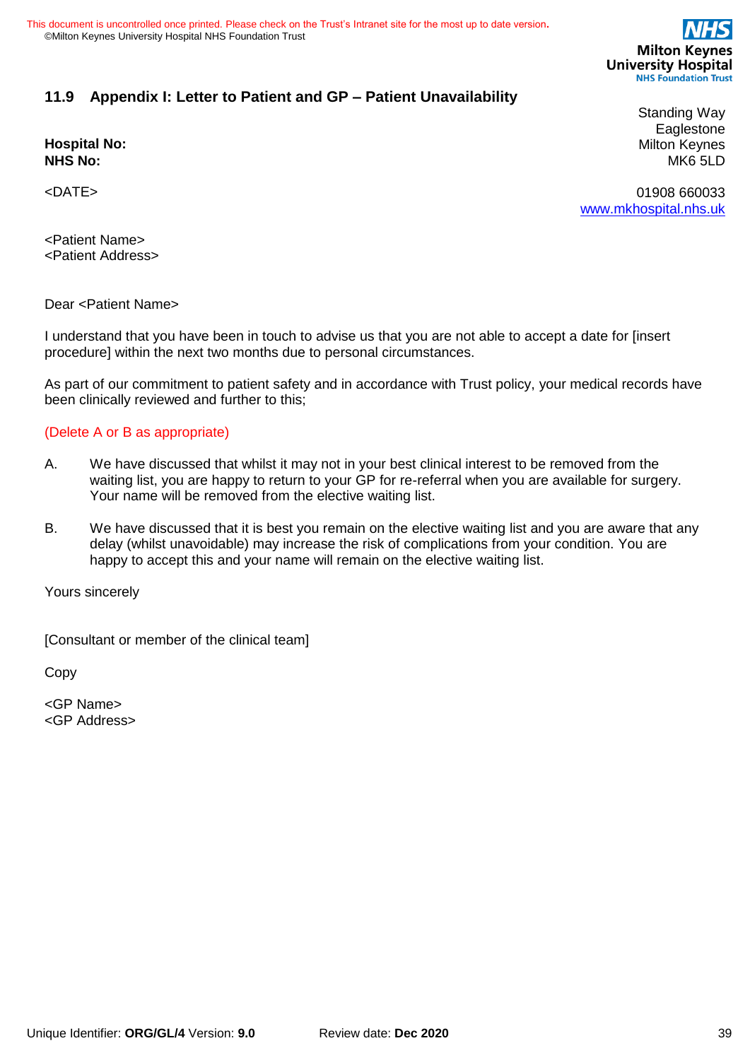## 11.9 Appendix I: Letter to Patient and GP – Patient Unavailability

Standing Way
Eaglestone
Milton Keynes
MK6 5LD

01908 660033
www.mkhospital.nhs.uk

**Hospital No:**
**NHS No:**

<DATE>

<Patient Name>
<Patient Address>

Dear <Patient Name>

I understand that you have been in touch to advise us that you are not able to accept a date for [insert procedure] within the next two months due to personal circumstances.

As part of our commitment to patient safety and in accordance with Trust policy, your medical records have been clinically reviewed and further to this;

(Delete A or B as appropriate)

A. We have discussed that whilst it may not in your best clinical interest to be removed from the waiting list, you are happy to return to your GP for re-referral when you are available for surgery. Your name will be removed from the elective waiting list.

B. We have discussed that it is best you remain on the elective waiting list and you are aware that any delay (whilst unavoidable) may increase the risk of complications from your condition. You are happy to accept this and your name will remain on the elective waiting list.

Yours sincerely

[Consultant or member of the clinical team]

Copy

<GP Name>
<GP Address>